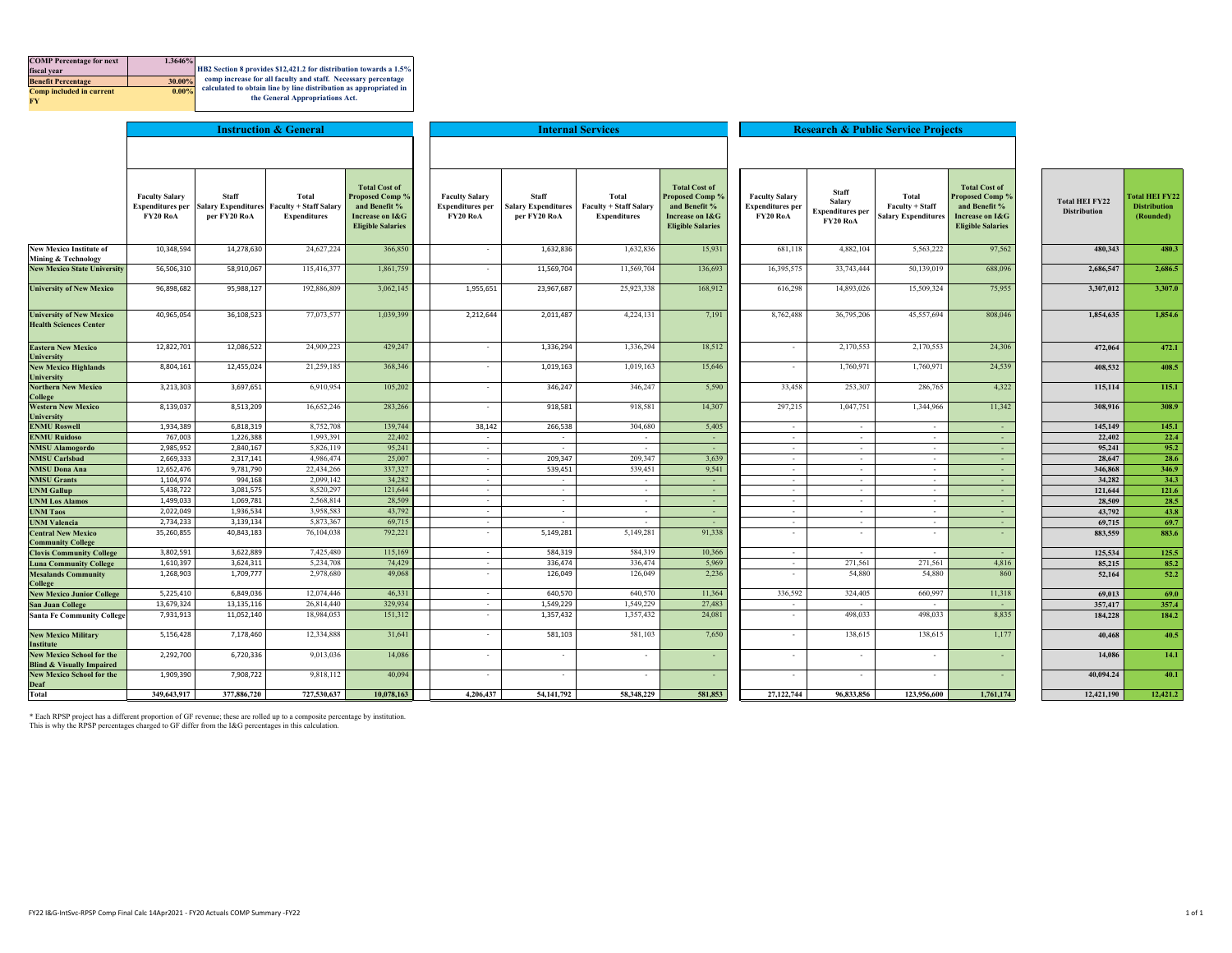| | |
|---|---|
| **COMP Percentage for next fiscal year** | **1.3646%** |
| **Benefit Percentage** | **30.00%** |
| **Comp included in current FY** | **0.00%** |

**HB2 Section 8 provides $12,421.2 for distribution towards a 1.5% comp increase for all faculty and staff. Necessary percentage calculated to obtain line by line distribution as appropriated in the General Appropriations Act.**

| | **Instruction & General** | | | | **Internal Services** | | | | **Research & Public Service Projects** | | | | | |
|---|---|---|---|---|---|---|---|---|---|---|---|---|---|---|
| | **Faculty Salary Expenditures per FY20 RoA** | **Staff Salary Expenditures per FY20 RoA** | **Total Faculty + Staff Salary Expenditures** | **Total Cost of Proposed Comp % and Benefit % Increase on I&G Eligible Salaries** | **Faculty Salary Expenditures per FY20 RoA** | **Staff Salary Expenditures per FY20 RoA** | **Total Faculty + Staff Salary Expenditures** | **Total Cost of Proposed Comp % and Benefit % Increase on I&G Eligible Salaries** | **Faculty Salary Expenditures per FY20 RoA** | **Staff Salary Expenditures per FY20 RoA** | **Total Faculty + Staff Salary Expenditures** | **Total Cost of Proposed Comp % and Benefit % Increase on I&G Eligible Salaries** | **Total HEI FY22 Distribution** | **Total HEI FY22 Distribution (Rounded)** |
| **New Mexico Institute of Mining & Technology** | 10,348,594 | 14,278,630 | 24,627,224 | 366,850 | - | 1,632,836 | 1,632,836 | 15,931 | 681,118 | 4,882,104 | 5,563,222 | 97,562 | **480,343** | **480.3** |
| **New Mexico State University** | 56,506,310 | 58,910,067 | 115,416,377 | 1,861,759 | - | 11,569,704 | 11,569,704 | 136,693 | 16,395,575 | 33,743,444 | 50,139,019 | 688,096 | **2,686,547** | **2,686.5** |
| **University of New Mexico** | 96,898,682 | 95,988,127 | 192,886,809 | 3,062,145 | 1,955,651 | 23,967,687 | 25,923,338 | 168,912 | 616,298 | 14,893,026 | 15,509,324 | 75,955 | **3,307,012** | **3,307.0** |
| **University of New Mexico Health Sciences Center** | 40,965,054 | 36,108,523 | 77,073,577 | 1,039,399 | 2,212,644 | 2,011,487 | 4,224,131 | 7,191 | 8,762,488 | 36,795,206 | 45,557,694 | 808,046 | **1,854,635** | **1,854.6** |
| **Eastern New Mexico University** | 12,822,701 | 12,086,522 | 24,909,223 | 429,247 | - | 1,336,294 | 1,336,294 | 18,512 | - | 2,170,553 | 2,170,553 | 24,306 | **472,064** | **472.1** |
| **New Mexico Highlands University** | 8,804,161 | 12,455,024 | 21,259,185 | 368,346 | - | 1,019,163 | 1,019,163 | 15,646 | - | 1,760,971 | 1,760,971 | 24,539 | **408,532** | **408.5** |
| **Northern New Mexico College** | 3,213,303 | 3,697,651 | 6,910,954 | 105,202 | - | 346,247 | 346,247 | 5,590 | 33,458 | 253,307 | 286,765 | 4,322 | **115,114** | **115.1** |
| **Western New Mexico University** | 8,139,037 | 8,513,209 | 16,652,246 | 283,266 | - | 918,581 | 918,581 | 14,307 | 297,215 | 1,047,751 | 1,344,966 | 11,342 | **308,916** | **308.9** |
| **ENMU Roswell** | 1,934,389 | 6,818,319 | 8,752,708 | 139,744 | 38,142 | 266,538 | 304,680 | 5,405 | - | - | - | - | **145,149** | **145.1** |
| **ENMU Ruidoso** | 767,003 | 1,226,388 | 1,993,391 | 22,402 | - | - | - | - | - | - | - | - | **22,402** | **22.4** |
| **NMSU Alamogordo** | 2,985,952 | 2,840,167 | 5,826,119 | 95,241 | - | - | - | - | - | - | - | - | **95,241** | **95.2** |
| **NMSU Carlsbad** | 2,669,333 | 2,317,141 | 4,986,474 | 25,007 | - | 209,347 | 209,347 | 3,639 | - | - | - | - | **28,647** | **28.6** |
| **NMSU Dona Ana** | 12,652,476 | 9,781,790 | 22,434,266 | 337,327 | - | 539,451 | 539,451 | 9,541 | - | - | - | - | **346,868** | **346.9** |
| **NMSU Grants** | 1,104,974 | 994,168 | 2,099,142 | 34,282 | - | - | - | - | - | - | - | - | **34,282** | **34.3** |
| **UNM Gallup** | 5,438,722 | 3,081,575 | 8,520,297 | 121,644 | - | - | - | - | - | - | - | - | **121,644** | **121.6** |
| **UNM Los Alamos** | 1,499,033 | 1,069,781 | 2,568,814 | 28,509 | - | - | - | - | - | - | - | - | **28,509** | **28.5** |
| **UNM Taos** | 2,022,049 | 1,936,534 | 3,958,583 | 43,792 | - | - | - | - | - | - | - | - | **43,792** | **43.8** |
| **UNM Valencia** | 2,734,233 | 3,139,134 | 5,873,367 | 69,715 | - | - | - | - | - | - | - | - | **69,715** | **69.7** |
| **Central New Mexico Community College** | 35,260,855 | 40,843,183 | 76,104,038 | 792,221 | - | 5,149,281 | 5,149,281 | 91,338 | - | - | - | - | **883,559** | **883.6** |
| **Clovis Community College** | 3,802,591 | 3,622,889 | 7,425,480 | 115,169 | - | 584,319 | 584,319 | 10,366 | - | - | - | - | **125,534** | **125.5** |
| **Luna Community College** | 1,610,397 | 3,624,311 | 5,234,708 | 74,429 | - | 336,474 | 336,474 | 5,969 | - | 271,561 | 271,561 | 4,816 | **85,215** | **85.2** |
| **Mesalands Community College** | 1,268,903 | 1,709,777 | 2,978,680 | 49,068 | - | 126,049 | 126,049 | 2,236 | - | 54,880 | 54,880 | 860 | **52,164** | **52.2** |
| **New Mexico Junior College** | 5,225,410 | 6,849,036 | 12,074,446 | 46,331 | - | 640,570 | 640,570 | 11,364 | 336,592 | 324,405 | 660,997 | 11,318 | **69,013** | **69.0** |
| **San Juan College** | 13,679,324 | 13,135,116 | 26,814,440 | 329,934 | - | 1,549,229 | 1,549,229 | 27,483 | - | - | - | - | **357,417** | **357.4** |
| **Santa Fe Community College** | 7,931,913 | 11,052,140 | 18,984,053 | 151,312 | - | 1,357,432 | 1,357,432 | 24,081 | - | 498,033 | 498,033 | 8,835 | **184,228** | **184.2** |
| **New Mexico Military Institute** | 5,156,428 | 7,178,460 | 12,334,888 | 31,641 | - | 581,103 | 581,103 | 7,650 | - | 138,615 | 138,615 | 1,177 | **40,468** | **40.5** |
| **New Mexico School for the Blind & Visually Impaired** | 2,292,700 | 6,720,336 | 9,013,036 | 14,086 | - | - | - | - | - | - | - | - | **14,086** | **14.1** |
| **New Mexico School for the Deaf** | 1,909,390 | 7,908,722 | 9,818,112 | 40,094 | - | - | - | - | - | - | - | - | **40,094.24** | **40.1** |
| **Total** | **349,643,917** | **377,886,720** | **727,530,637** | **10,078,163** | **4,206,437** | **54,141,792** | **58,348,229** | **581,853** | **27,122,744** | **96,833,856** | **123,956,600** | **1,761,174** | **12,421,190** | **12,421.2** |

* Each RPSP project has a different proportion of GF revenue; these are rolled up to a composite percentage by institution.
This is why the RPSP percentages charged to GF differ from the I&G percentages in this calculation.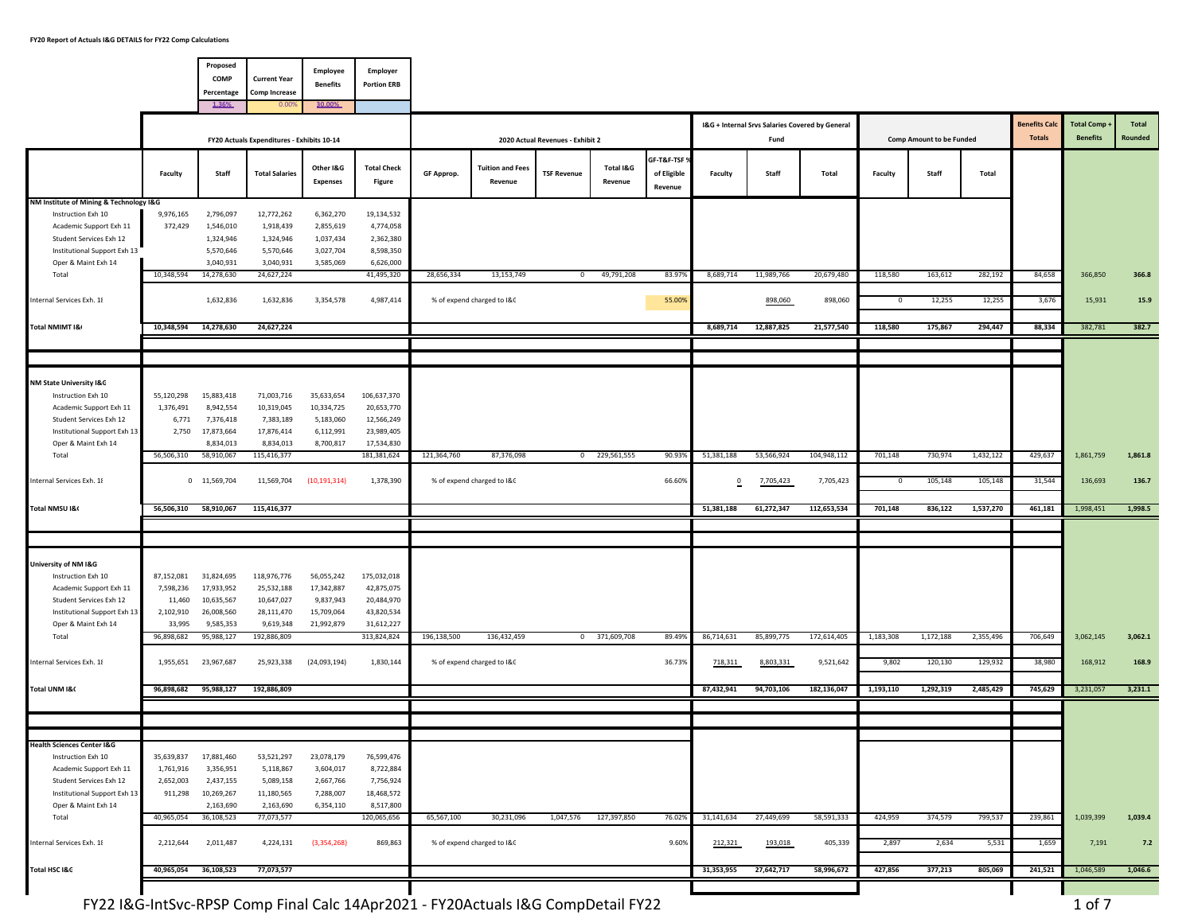**FY20 Report of Actuals I&G DETAILS for FY22 Comp Calculations**

| Proposed COMP Percentage | Current Year Comp Increase | Employee Benefits | Employer Portion ERB |
|---|---|---|---|
| 1.36% | 0.00% | 30.00% | |

| | FY20 Actuals Expenditures - Exhibits 10-14 | | | | | 2020 Actual Revenues - Exhibit 2 | | | | | I&G + Internal Srvs Salaries Covered by General Fund | | | Comp Amount to be Funded | | | Benefits Calc Totals | Total Comp + Benefits | Total Rounded |
|---|---|---|---|---|---|---|---|---|---|---|---|---|---|---|---|---|---|---|---|
| | Faculty | Staff | Total Salaries | Other I&G Expenses | Total Check Figure | GF Approp. | Tuition and Fees Revenue | TSF Revenue | Total I&G Revenue | GF-T&F-TSF % of Eligible Revenue | Faculty | Staff | Total | Faculty | Staff | Total | | | |
| **NM Institute of Mining & Technology I&G** | | | | | | | | | | | | | | | | | | | |
| Instruction Exh 10 | 9,976,165 | 2,796,097 | 12,772,262 | 6,362,270 | 19,134,532 | | | | | | | | | | | | | | |
| Academic Support Exh 11 | 372,429 | 1,546,010 | 1,918,439 | 2,855,619 | 4,774,058 | | | | | | | | | | | | | | |
| Student Services Exh 12 | | 1,324,946 | 1,324,946 | 1,037,434 | 2,362,380 | | | | | | | | | | | | | | |
| Institutional Support Exh 13 | | 5,570,646 | 5,570,646 | 3,027,704 | 8,598,350 | | | | | | | | | | | | | | |
| Oper & Maint Exh 14 | | 3,040,931 | 3,040,931 | 3,585,069 | 6,626,000 | | | | | | | | | | | | | | |
| Total | 10,348,594 | 14,278,630 | 24,627,224 | | 41,495,320 | 28,656,334 | 13,153,749 | 0 | 49,791,208 | 83.97% | 8,689,714 | 11,989,766 | 20,679,480 | 118,580 | 163,612 | 282,192 | 84,658 | 366,850 | 366.8 |
| Internal Services Exh. 18 | | 1,632,836 | 1,632,836 | 3,354,578 | 4,987,414 | % of expend charged to I&G | | | | 55.00% | | 898,060 | 898,060 | 0 | 12,255 | 12,255 | 3,676 | 15,931 | 15.9 |
| **Total NMIMT I&G** | **10,348,594** | **14,278,630** | **24,627,224** | | | | | | | | **8,689,714** | **12,887,825** | **21,577,540** | **118,580** | **175,867** | **294,447** | **88,334** | 382,781 | **382.7** |
| **NM State University I&G** | | | | | | | | | | | | | | | | | | | |
| Instruction Exh 10 | 55,120,298 | 15,883,418 | 71,003,716 | 35,633,654 | 106,637,370 | | | | | | | | | | | | | | |
| Academic Support Exh 11 | 1,376,491 | 8,942,554 | 10,319,045 | 10,334,725 | 20,653,770 | | | | | | | | | | | | | | |
| Student Services Exh 12 | 6,771 | 7,376,418 | 7,383,189 | 5,183,060 | 12,566,249 | | | | | | | | | | | | | | |
| Institutional Support Exh 13 | 2,750 | 17,873,664 | 17,876,414 | 6,112,991 | 23,989,405 | | | | | | | | | | | | | | |
| Oper & Maint Exh 14 | | 8,834,013 | 8,834,013 | 8,700,817 | 17,534,830 | | | | | | | | | | | | | | |
| Total | 56,506,310 | 58,910,067 | 115,416,377 | | 181,381,624 | 121,364,760 | 87,376,098 | 0 | 229,561,555 | 90.93% | 51,381,188 | 53,566,924 | 104,948,112 | 701,148 | 730,974 | 1,432,122 | 429,637 | 1,861,759 | 1,861.8 |
| Internal Services Exh. 18 | 0 | 11,569,704 | 11,569,704 | (10,191,314) | 1,378,390 | % of expend charged to I&G | | | | 66.60% | 0 | 7,705,423 | 7,705,423 | 0 | 105,148 | 105,148 | 31,544 | 136,693 | 136.7 |
| **Total NMSU I&G** | **56,506,310** | **58,910,067** | **115,416,377** | | | | | | | | **51,381,188** | **61,272,347** | **112,653,534** | **701,148** | **836,122** | **1,537,270** | **461,181** | 1,998,451 | **1,998.5** |
| **University of NM I&G** | | | | | | | | | | | | | | | | | | | |
| Instruction Exh 10 | 87,152,081 | 31,824,695 | 118,976,776 | 56,055,242 | 175,032,018 | | | | | | | | | | | | | | |
| Academic Support Exh 11 | 7,598,236 | 17,933,952 | 25,532,188 | 17,342,887 | 42,875,075 | | | | | | | | | | | | | | |
| Student Services Exh 12 | 11,460 | 10,635,567 | 10,647,027 | 9,837,943 | 20,484,970 | | | | | | | | | | | | | | |
| Institutional Support Exh 13 | 2,102,910 | 26,008,560 | 28,111,470 | 15,709,064 | 43,820,534 | | | | | | | | | | | | | | |
| Oper & Maint Exh 14 | 33,995 | 9,585,353 | 9,619,348 | 21,992,879 | 31,612,227 | | | | | | | | | | | | | | |
| Total | 96,898,682 | 95,988,127 | 192,886,809 | | 313,824,824 | 196,138,500 | 136,432,459 | 0 | 371,609,708 | 89.49% | 86,714,631 | 85,899,775 | 172,614,405 | 1,183,308 | 1,172,188 | 2,355,496 | 706,649 | 3,062,145 | 3,062.1 |
| Internal Services Exh. 18 | 1,955,651 | 23,967,687 | 25,923,338 | (24,093,194) | 1,830,144 | % of expend charged to I&G | | | | 36.73% | 718,311 | 8,803,331 | 9,521,642 | 9,802 | 120,130 | 129,932 | 38,980 | 168,912 | 168.9 |
| **Total UNM I&G** | **96,898,682** | **95,988,127** | **192,886,809** | | | | | | | | **87,432,941** | **94,703,106** | **182,136,047** | **1,193,110** | **1,292,319** | **2,485,429** | **745,629** | 3,231,057 | **3,231.1** |
| **Health Sciences Center I&G** | | | | | | | | | | | | | | | | | | | |
| Instruction Exh 10 | 35,639,837 | 17,881,460 | 53,521,297 | 23,078,179 | 76,599,476 | | | | | | | | | | | | | | |
| Academic Support Exh 11 | 1,761,916 | 3,356,951 | 5,118,867 | 3,604,017 | 8,722,884 | | | | | | | | | | | | | | |
| Student Services Exh 12 | 2,652,003 | 2,437,155 | 5,089,158 | 2,667,766 | 7,756,924 | | | | | | | | | | | | | | |
| Institutional Support Exh 13 | 911,298 | 10,269,267 | 11,180,565 | 7,288,007 | 18,468,572 | | | | | | | | | | | | | | |
| Oper & Maint Exh 14 | | 2,163,690 | 2,163,690 | 6,354,110 | 8,517,800 | | | | | | | | | | | | | | |
| Total | 40,965,054 | 36,108,523 | 77,073,577 | | 120,065,656 | 65,567,100 | 30,231,096 | 1,047,576 | 127,397,850 | 76.02% | 31,141,634 | 27,449,699 | 58,591,333 | 424,959 | 374,579 | 799,537 | 239,861 | 1,039,399 | 1,039.4 |
| Internal Services Exh. 18 | 2,212,644 | 2,011,487 | 4,224,131 | (3,354,268) | 869,863 | % of expend charged to I&G | | | | 9.60% | 212,321 | 193,018 | 405,339 | 2,897 | 2,634 | 5,531 | 1,659 | 7,191 | 7.2 |
| **Total HSC I&G** | **40,965,054** | **36,108,523** | **77,073,577** | | | | | | | | **31,353,955** | **27,642,717** | **58,996,672** | **427,856** | **377,213** | **805,069** | **241,521** | 1,046,589 | **1,046.6** |

FY22 I&G-IntSvc-RPSP Comp Final Calc 14Apr2021 - FY20Actuals I&G CompDetail FY22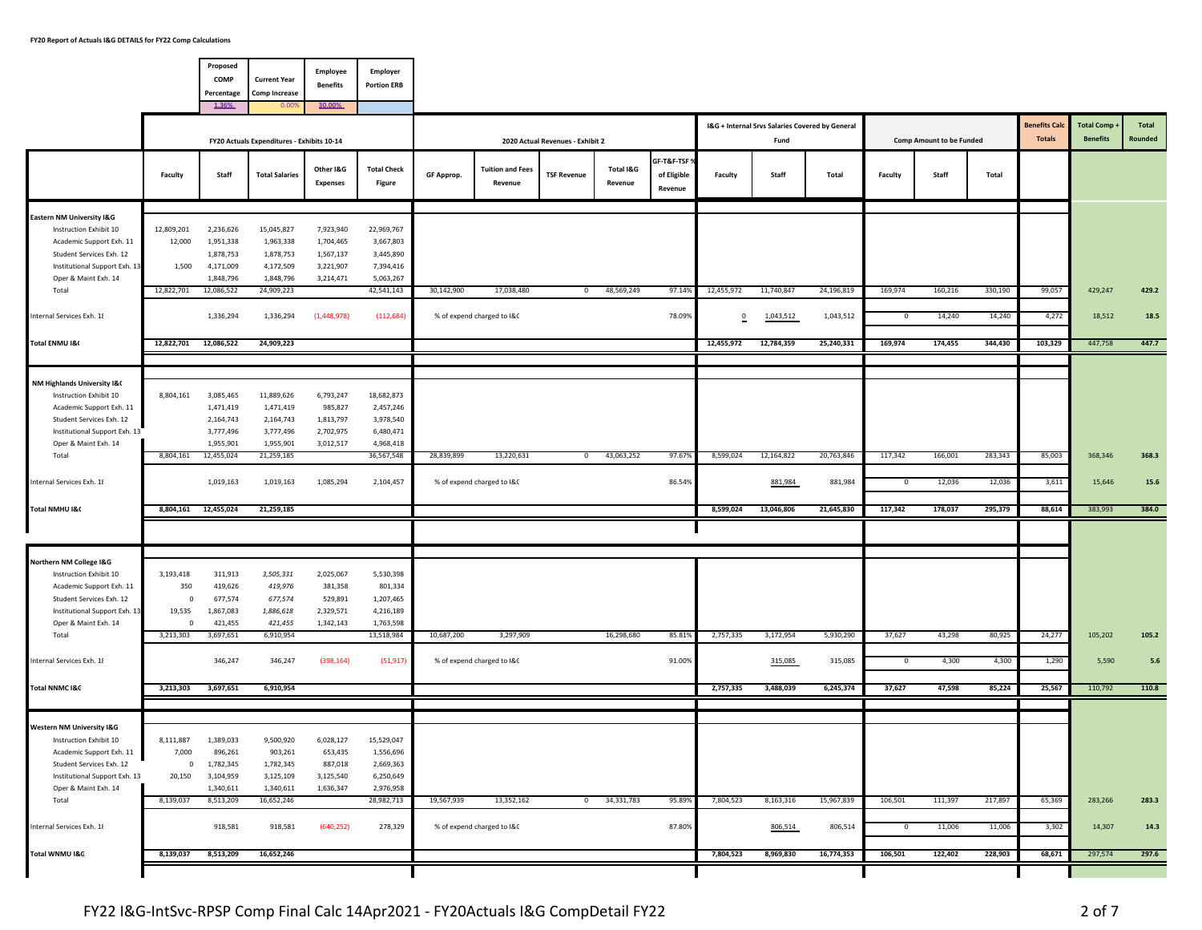**FY20 Report of Actuals I&G DETAILS for FY22 Comp Calculations**

| Proposed COMP Percentage | Current Year Comp Increase | Employee Benefits | Employer Portion ERB |
|---|---|---|---|
| 1.36% | 0.00% | 30.00% | |

| | FY20 Actuals Expenditures - Exhibits 10-14 | | | | | 2020 Actual Revenues - Exhibit 2 | | | | | I&G + Internal Srvs Salaries Covered by General Fund | | | Comp Amount to be Funded | | | Benefits Calc Totals | Total Comp + Benefits | Total Rounded |
|---|---|---|---|---|---|---|---|---|---|---|---|---|---|---|---|---|---|---|---|
| | Faculty | Staff | Total Salaries | Other I&G Expenses | Total Check Figure | GF Approp. | Tuition and Fees Revenue | TSF Revenue | Total I&G Revenue | GF-T&F-TSF % of Eligible Revenue | Faculty | Staff | Total | Faculty | Staff | Total | | | |
| **Eastern NM University I&G** | | | | | | | | | | | | | | | | | | | |
| Instruction Exhibit 10 | 12,809,201 | 2,236,626 | 15,045,827 | 7,923,940 | 22,969,767 | | | | | | | | | | | | | | |
| Academic Support Exh. 11 | 12,000 | 1,951,338 | 1,963,338 | 1,704,465 | 3,667,803 | | | | | | | | | | | | | | |
| Student Services Exh. 12 | | 1,878,753 | 1,878,753 | 1,567,137 | 3,445,890 | | | | | | | | | | | | | | |
| Institutional Support Exh. 13 | 1,500 | 4,171,009 | 4,172,509 | 3,221,907 | 7,394,416 | | | | | | | | | | | | | | |
| Oper & Maint Exh. 14 | | 1,848,796 | 1,848,796 | 3,214,471 | 5,063,267 | | | | | | | | | | | | | | |
| Total | 12,822,701 | 12,086,522 | 24,909,223 | | 42,541,143 | 30,142,900 | 17,038,480 | 0 | 48,569,249 | 97.14% | 12,455,972 | 11,740,847 | 24,196,819 | 169,974 | 160,216 | 330,190 | 99,057 | 429,247 | 429.2 |
| Internal Services Exh. 18 | | 1,336,294 | 1,336,294 | (1,448,978) | (112,684) | % of expend charged to I&G | | | | 78.09% | 0 | 1,043,512 | 1,043,512 | 0 | 14,240 | 14,240 | 4,272 | 18,512 | 18.5 |
| **Total ENMU I&G** | **12,822,701** | **12,086,522** | **24,909,223** | | | | | | | | **12,455,972** | **12,784,359** | **25,240,331** | **169,974** | **174,455** | **344,430** | **103,329** | 447,758 | **447.7** |
| **NM Highlands University I&G** | | | | | | | | | | | | | | | | | | | |
| Instruction Exhibit 10 | 8,804,161 | 3,085,465 | 11,889,626 | 6,793,247 | 18,682,873 | | | | | | | | | | | | | | |
| Academic Support Exh. 11 | | 1,471,419 | 1,471,419 | 985,827 | 2,457,246 | | | | | | | | | | | | | | |
| Student Services Exh. 12 | | 2,164,743 | 2,164,743 | 1,813,797 | 3,978,540 | | | | | | | | | | | | | | |
| Institutional Support Exh. 13 | | 3,777,496 | 3,777,496 | 2,702,975 | 6,480,471 | | | | | | | | | | | | | | |
| Oper & Maint Exh. 14 | | 1,955,901 | 1,955,901 | 3,012,517 | 4,968,418 | | | | | | | | | | | | | | |
| Total | 8,804,161 | 12,455,024 | 21,259,185 | | 36,567,548 | 28,839,899 | 13,220,631 | 0 | 43,063,252 | 97.67% | 8,599,024 | 12,164,822 | 20,763,846 | 117,342 | 166,001 | 283,343 | 85,003 | 368,346 | 368.3 |
| Internal Services Exh. 18 | | 1,019,163 | 1,019,163 | 1,085,294 | 2,104,457 | % of expend charged to I&G | | | | 86.54% | | 881,984 | 881,984 | 0 | 12,036 | 12,036 | 3,611 | 15,646 | 15.6 |
| **Total NMHU I&G** | **8,804,161** | **12,455,024** | **21,259,185** | | | | | | | | **8,599,024** | **13,046,806** | **21,645,830** | **117,342** | **178,037** | **295,379** | **88,614** | 383,993 | **384.0** |
| **Northern NM College I&G** | | | | | | | | | | | | | | | | | | | |
| Instruction Exhibit 10 | 3,193,418 | 311,913 | *3,505,331* | 2,025,067 | 5,530,398 | | | | | | | | | | | | | | |
| Academic Support Exh. 11 | 350 | 419,626 | *419,976* | 381,358 | 801,334 | | | | | | | | | | | | | | |
| Student Services Exh. 12 | 0 | 677,574 | *677,574* | 529,891 | 1,207,465 | | | | | | | | | | | | | | |
| Institutional Support Exh. 13 | 19,535 | 1,867,083 | *1,886,618* | 2,329,571 | 4,216,189 | | | | | | | | | | | | | | |
| Oper & Maint Exh. 14 | 0 | 421,455 | *421,455* | 1,342,143 | 1,763,598 | | | | | | | | | | | | | | |
| Total | 3,213,303 | 3,697,651 | 6,910,954 | | 13,518,984 | 10,687,200 | 3,297,909 | | 16,298,680 | 85.81% | 2,757,335 | 3,172,954 | 5,930,290 | 37,627 | 43,298 | 80,925 | 24,277 | 105,202 | 105.2 |
| Internal Services Exh. 18 | | 346,247 | 346,247 | (398,164) | (51,917) | % of expend charged to I&G | | | | 91.00% | | 315,085 | 315,085 | 0 | 4,300 | 4,300 | 1,290 | 5,590 | 5.6 |
| **Total NNMC I&G** | **3,213,303** | **3,697,651** | **6,910,954** | | | | | | | | **2,757,335** | **3,488,039** | **6,245,374** | **37,627** | **47,598** | **85,224** | **25,567** | 110,792 | **110.8** |
| **Western NM University I&G** | | | | | | | | | | | | | | | | | | | |
| Instruction Exhibit 10 | 8,111,887 | 1,389,033 | 9,500,920 | 6,028,127 | 15,529,047 | | | | | | | | | | | | | | |
| Academic Support Exh. 11 | 7,000 | 896,261 | 903,261 | 653,435 | 1,556,696 | | | | | | | | | | | | | | |
| Student Services Exh. 12 | 0 | 1,782,345 | 1,782,345 | 887,018 | 2,669,363 | | | | | | | | | | | | | | |
| Institutional Support Exh. 13 | 20,150 | 3,104,959 | 3,125,109 | 3,125,540 | 6,250,649 | | | | | | | | | | | | | | |
| Oper & Maint Exh. 14 | | 1,340,611 | 1,340,611 | 1,636,347 | 2,976,958 | | | | | | | | | | | | | | |
| Total | 8,139,037 | 8,513,209 | 16,652,246 | | 28,982,713 | 19,567,939 | 13,352,162 | 0 | 34,331,783 | 95.89% | 7,804,523 | 8,163,316 | 15,967,839 | 106,501 | 111,397 | 217,897 | 65,369 | 283,266 | 283.3 |
| Internal Services Exh. 18 | | 918,581 | 918,581 | (640,252) | 278,329 | % of expend charged to I&G | | | | 87.80% | | 806,514 | 806,514 | 0 | 11,006 | 11,006 | 3,302 | 14,307 | 14.3 |
| **Total WNMU I&G** | **8,139,037** | **8,513,209** | **16,652,246** | | | | | | | | **7,804,523** | **8,969,830** | **16,774,353** | **106,501** | **122,402** | **228,903** | **68,671** | 297,574 | **297.6** |

FY22 I&G-IntSvc-RPSP Comp Final Calc 14Apr2021 - FY20Actuals I&G CompDetail FY22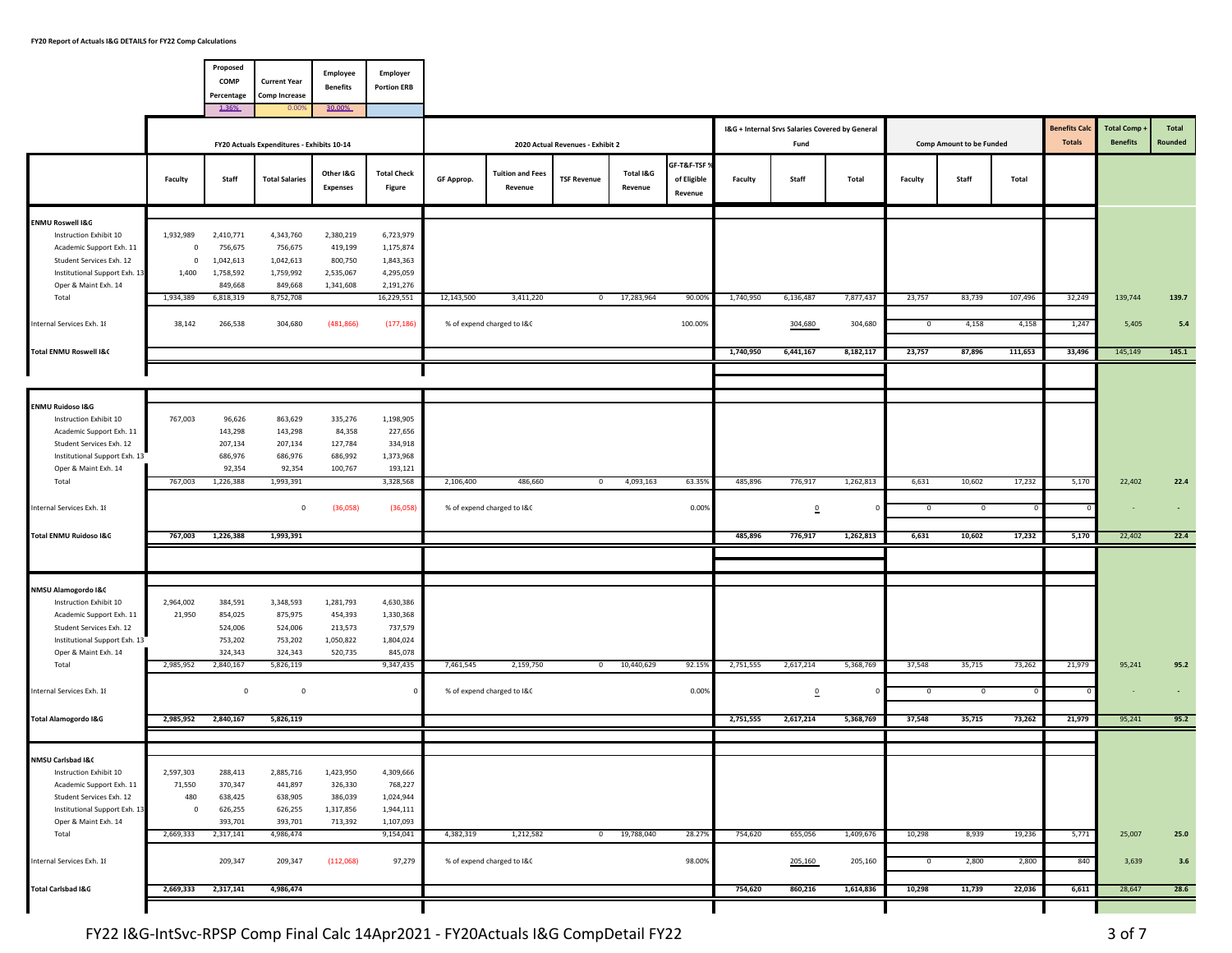**FY20 Report of Actuals I&G DETAILS for FY22 Comp Calculations**

| Proposed COMP Percentage | Current Year Comp Increase | Employee Benefits | Employer Portion ERB |
|---|---|---|---|
| 1.36% | 0.00% | 30.00% | |

| | FY20 Actuals Expenditures - Exhibits 10-14 | | | | | 2020 Actual Revenues - Exhibit 2 | | | | | I&G + Internal Srvs Salaries Covered by General Fund | | | Comp Amount to be Funded | | | Benefits Calc Totals | Total Comp + Benefits | Total Rounded |
|---|---|---|---|---|---|---|---|---|---|---|---|---|---|---|---|---|---|---|---|
| | Faculty | Staff | Total Salaries | Other I&G Expenses | Total Check Figure | GF Approp. | Tuition and Fees Revenue | TSF Revenue | Total I&G Revenue | GF-T&F-TSF % of Eligible Revenue | Faculty | Staff | Total | Faculty | Staff | Total | | | |
| **ENMU Roswell I&G** | | | | | | | | | | | | | | | | | | | |
| Instruction Exhibit 10 | 1,932,989 | 2,410,771 | 4,343,760 | 2,380,219 | 6,723,979 | | | | | | | | | | | | | | |
| Academic Support Exh. 11 | 0 | 756,675 | 756,675 | 419,199 | 1,175,874 | | | | | | | | | | | | | | |
| Student Services Exh. 12 | 0 | 1,042,613 | 1,042,613 | 800,750 | 1,843,363 | | | | | | | | | | | | | | |
| Institutional Support Exh. 13 | 1,400 | 1,758,592 | 1,759,992 | 2,535,067 | 4,295,059 | | | | | | | | | | | | | | |
| Oper & Maint Exh. 14 | | 849,668 | 849,668 | 1,341,608 | 2,191,276 | | | | | | | | | | | | | | |
| Total | 1,934,389 | 6,818,319 | 8,752,708 | | 16,229,551 | 12,143,500 | 3,411,220 | 0 | 17,283,964 | 90.00% | 1,740,950 | 6,136,487 | 7,877,437 | 23,757 | 83,739 | 107,496 | 32,249 | 139,744 | 139.7 |
| Internal Services Exh. 18 | 38,142 | 266,538 | 304,680 | (481,866) | (177,186) | % of expend charged to I&G | | | | 100.00% | | 304,680 | 304,680 | 0 | 4,158 | 4,158 | 1,247 | 5,405 | 5.4 |
| **Total ENMU Roswell I&G** | | | | | | | | | | | **1,740,950** | **6,441,167** | **8,182,117** | **23,757** | **87,896** | **111,653** | **33,496** | 145,149 | **145.1** |
| **ENMU Ruidoso I&G** | | | | | | | | | | | | | | | | | | | |
| Instruction Exhibit 10 | 767,003 | 96,626 | 863,629 | 335,276 | 1,198,905 | | | | | | | | | | | | | | |
| Academic Support Exh. 11 | | 143,298 | 143,298 | 84,358 | 227,656 | | | | | | | | | | | | | | |
| Student Services Exh. 12 | | 207,134 | 207,134 | 127,784 | 334,918 | | | | | | | | | | | | | | |
| Institutional Support Exh. 13 | | 686,976 | 686,976 | 686,992 | 1,373,968 | | | | | | | | | | | | | | |
| Oper & Maint Exh. 14 | | 92,354 | 92,354 | 100,767 | 193,121 | | | | | | | | | | | | | | |
| Total | 767,003 | 1,226,388 | 1,993,391 | | 3,328,568 | 2,106,400 | 486,660 | 0 | 4,093,163 | 63.35% | 485,896 | 776,917 | 1,262,813 | 6,631 | 10,602 | 17,232 | 5,170 | 22,402 | 22.4 |
| Internal Services Exh. 18 | | | 0 | (36,058) | (36,058) | % of expend charged to I&G | | | | 0.00% | | 0 | 0 | 0 | 0 | 0 | 0 | - | - |
| **Total ENMU Ruidoso I&G** | **767,003** | **1,226,388** | **1,993,391** | | | | | | | | **485,896** | **776,917** | **1,262,813** | **6,631** | **10,602** | **17,232** | **5,170** | 22,402 | **22.4** |
| **NMSU Alamogordo I&G** | | | | | | | | | | | | | | | | | | | |
| Instruction Exhibit 10 | 2,964,002 | 384,591 | 3,348,593 | 1,281,793 | 4,630,386 | | | | | | | | | | | | | | |
| Academic Support Exh. 11 | 21,950 | 854,025 | 875,975 | 454,393 | 1,330,368 | | | | | | | | | | | | | | |
| Student Services Exh. 12 | | 524,006 | 524,006 | 213,573 | 737,579 | | | | | | | | | | | | | | |
| Institutional Support Exh. 13 | | 753,202 | 753,202 | 1,050,822 | 1,804,024 | | | | | | | | | | | | | | |
| Oper & Maint Exh. 14 | | 324,343 | 324,343 | 520,735 | 845,078 | | | | | | | | | | | | | | |
| Total | 2,985,952 | 2,840,167 | 5,826,119 | | 9,347,435 | 7,461,545 | 2,159,750 | 0 | 10,440,629 | 92.15% | 2,751,555 | 2,617,214 | 5,368,769 | 37,548 | 35,715 | 73,262 | 21,979 | 95,241 | 95.2 |
| Internal Services Exh. 18 | | 0 | 0 | | 0 | % of expend charged to I&G | | | | 0.00% | | 0 | 0 | 0 | 0 | 0 | 0 | - | - |
| **Total Alamogordo I&G** | **2,985,952** | **2,840,167** | **5,826,119** | | | | | | | | **2,751,555** | **2,617,214** | **5,368,769** | **37,548** | **35,715** | **73,262** | **21,979** | 95,241 | **95.2** |
| **NMSU Carlsbad I&G** | | | | | | | | | | | | | | | | | | | |
| Instruction Exhibit 10 | 2,597,303 | 288,413 | 2,885,716 | 1,423,950 | 4,309,666 | | | | | | | | | | | | | | |
| Academic Support Exh. 11 | 71,550 | 370,347 | 441,897 | 326,330 | 768,227 | | | | | | | | | | | | | | |
| Student Services Exh. 12 | 480 | 638,425 | 638,905 | 386,039 | 1,024,944 | | | | | | | | | | | | | | |
| Institutional Support Exh. 13 | 0 | 626,255 | 626,255 | 1,317,856 | 1,944,111 | | | | | | | | | | | | | | |
| Oper & Maint Exh. 14 | | 393,701 | 393,701 | 713,392 | 1,107,093 | | | | | | | | | | | | | | |
| Total | 2,669,333 | 2,317,141 | 4,986,474 | | 9,154,041 | 4,382,319 | 1,212,582 | 0 | 19,788,040 | 28.27% | 754,620 | 655,056 | 1,409,676 | 10,298 | 8,939 | 19,236 | 5,771 | 25,007 | 25.0 |
| Internal Services Exh. 18 | | 209,347 | 209,347 | (112,068) | 97,279 | % of expend charged to I&G | | | | 98.00% | | 205,160 | 205,160 | 0 | 2,800 | 2,800 | 840 | 3,639 | 3.6 |
| **Total Carlsbad I&G** | **2,669,333** | **2,317,141** | **4,986,474** | | | | | | | | **754,620** | **860,216** | **1,614,836** | **10,298** | **11,739** | **22,036** | **6,611** | 28,647 | **28.6** |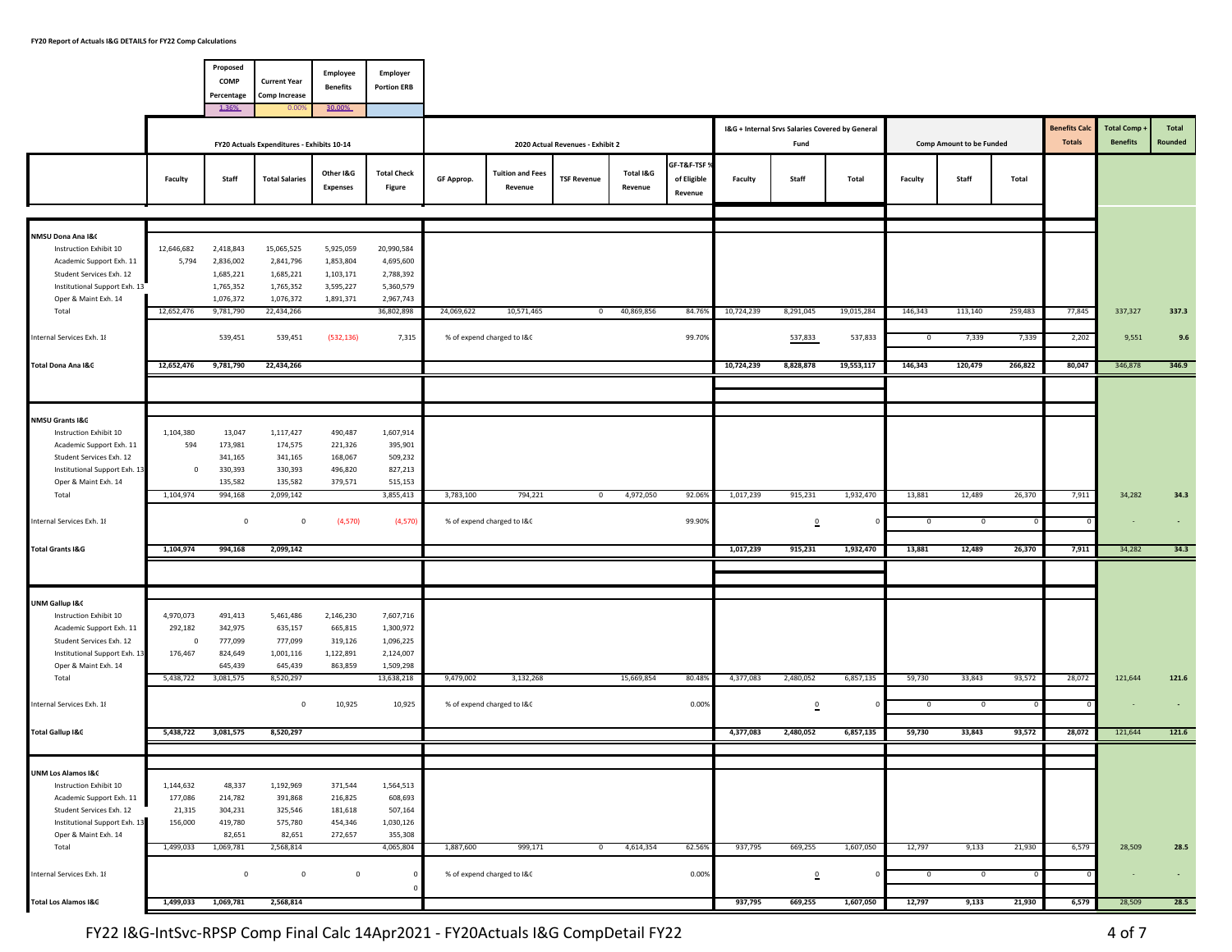**FY20 Report of Actuals I&G DETAILS for FY22 Comp Calculations**

| Proposed COMP Percentage | Current Year Comp Increase | Employee Benefits | Employer Portion ERB |
|---|---|---|---|
| 1.36% | 0.00% | 30.00% | |

| | FY20 Actuals Expenditures - Exhibits 10-14 | | | | | 2020 Actual Revenues - Exhibit 2 | | | | | I&G + Internal Srvs Salaries Covered by General Fund | | | Comp Amount to be Funded | | | Benefits Calc Totals | Total Comp + Benefits | Total Rounded |
|---|---|---|---|---|---|---|---|---|---|---|---|---|---|---|---|---|---|---|---|
| | Faculty | Staff | Total Salaries | Other I&G Expenses | Total Check Figure | GF Approp. | Tuition and Fees Revenue | TSF Revenue | Total I&G Revenue | GF-T&F-TSF % of Eligible Revenue | Faculty | Staff | Total | Faculty | Staff | Total | | | |
| **NMSU Dona Ana I&G** | | | | | | | | | | | | | | | | | | | |
| Instruction Exhibit 10 | 12,646,682 | 2,418,843 | 15,065,525 | 5,925,059 | 20,990,584 | | | | | | | | | | | | | | |
| Academic Support Exh. 11 | 5,794 | 2,836,002 | 2,841,796 | 1,853,804 | 4,695,600 | | | | | | | | | | | | | | |
| Student Services Exh. 12 | | 1,685,221 | 1,685,221 | 1,103,171 | 2,788,392 | | | | | | | | | | | | | | |
| Institutional Support Exh. 13 | | 1,765,352 | 1,765,352 | 3,595,227 | 5,360,579 | | | | | | | | | | | | | | |
| Oper & Maint Exh. 14 | | 1,076,372 | 1,076,372 | 1,891,371 | 2,967,743 | | | | | | | | | | | | | | |
| Total | 12,652,476 | 9,781,790 | 22,434,266 | | 36,802,898 | 24,069,622 | 10,571,465 | 0 | 40,869,856 | 84.76% | 10,724,239 | 8,291,045 | 19,015,284 | 146,343 | 113,140 | 259,483 | 77,845 | 337,327 | 337.3 |
| Internal Services Exh. 18 | | 539,451 | 539,451 | (532,136) | 7,315 | % of expend charged to I&G | | | | 99.70% | | 537,833 | 537,833 | 0 | 7,339 | 7,339 | 2,202 | 9,551 | 9.6 |
| **Total Dona Ana I&G** | **12,652,476** | **9,781,790** | **22,434,266** | | | | | | | | **10,724,239** | **8,828,878** | **19,553,117** | **146,343** | **120,479** | **266,822** | **80,047** | 346,878 | **346.9** |
| **NMSU Grants I&G** | | | | | | | | | | | | | | | | | | | |
| Instruction Exhibit 10 | 1,104,380 | 13,047 | 1,117,427 | 490,487 | 1,607,914 | | | | | | | | | | | | | | |
| Academic Support Exh. 11 | 594 | 173,981 | 174,575 | 221,326 | 395,901 | | | | | | | | | | | | | | |
| Student Services Exh. 12 | | 341,165 | 341,165 | 168,067 | 509,232 | | | | | | | | | | | | | | |
| Institutional Support Exh. 13 | 0 | 330,393 | 330,393 | 496,820 | 827,213 | | | | | | | | | | | | | | |
| Oper & Maint Exh. 14 | | 135,582 | 135,582 | 379,571 | 515,153 | | | | | | | | | | | | | | |
| Total | 1,104,974 | 994,168 | 2,099,142 | | 3,855,413 | 3,783,100 | 794,221 | 0 | 4,972,050 | 92.06% | 1,017,239 | 915,231 | 1,932,470 | 13,881 | 12,489 | 26,370 | 7,911 | 34,282 | 34.3 |
| Internal Services Exh. 18 | | 0 | 0 | (4,570) | (4,570) | % of expend charged to I&G | | | | 99.90% | | 0 | 0 | 0 | 0 | 0 | 0 | - | - |
| **Total Grants I&G** | **1,104,974** | **994,168** | **2,099,142** | | | | | | | | **1,017,239** | **915,231** | **1,932,470** | **13,881** | **12,489** | **26,370** | **7,911** | 34,282 | **34.3** |
| **UNM Gallup I&G** | | | | | | | | | | | | | | | | | | | |
| Instruction Exhibit 10 | 4,970,073 | 491,413 | 5,461,486 | 2,146,230 | 7,607,716 | | | | | | | | | | | | | | |
| Academic Support Exh. 11 | 292,182 | 342,975 | 635,157 | 665,815 | 1,300,972 | | | | | | | | | | | | | | |
| Student Services Exh. 12 | 0 | 777,099 | 777,099 | 319,126 | 1,096,225 | | | | | | | | | | | | | | |
| Institutional Support Exh. 13 | 176,467 | 824,649 | 1,001,116 | 1,122,891 | 2,124,007 | | | | | | | | | | | | | | |
| Oper & Maint Exh. 14 | | 645,439 | 645,439 | 863,859 | 1,509,298 | | | | | | | | | | | | | | |
| Total | 5,438,722 | 3,081,575 | 8,520,297 | | 13,638,218 | 9,479,002 | 3,132,268 | | 15,669,854 | 80.48% | 4,377,083 | 2,480,052 | 6,857,135 | 59,730 | 33,843 | 93,572 | 28,072 | 121,644 | 121.6 |
| Internal Services Exh. 18 | | | 0 | 10,925 | 10,925 | % of expend charged to I&G | | | | 0.00% | | 0 | 0 | 0 | 0 | 0 | 0 | - | - |
| **Total Gallup I&G** | **5,438,722** | **3,081,575** | **8,520,297** | | | | | | | | **4,377,083** | **2,480,052** | **6,857,135** | **59,730** | **33,843** | **93,572** | **28,072** | 121,644 | **121.6** |
| **UNM Los Alamos I&G** | | | | | | | | | | | | | | | | | | | |
| Instruction Exhibit 10 | 1,144,632 | 48,337 | 1,192,969 | 371,544 | 1,564,513 | | | | | | | | | | | | | | |
| Academic Support Exh. 11 | 177,086 | 214,782 | 391,868 | 216,825 | 608,693 | | | | | | | | | | | | | | |
| Student Services Exh. 12 | 21,315 | 304,231 | 325,546 | 181,618 | 507,164 | | | | | | | | | | | | | | |
| Institutional Support Exh. 13 | 156,000 | 419,780 | 575,780 | 454,346 | 1,030,126 | | | | | | | | | | | | | | |
| Oper & Maint Exh. 14 | | 82,651 | 82,651 | 272,657 | 355,308 | | | | | | | | | | | | | | |
| Total | 1,499,033 | 1,069,781 | 2,568,814 | | 4,065,804 | 1,887,600 | 999,171 | 0 | 4,614,354 | 62.56% | 937,795 | 669,255 | 1,607,050 | 12,797 | 9,133 | 21,930 | 6,579 | 28,509 | 28.5 |
| Internal Services Exh. 18 | | 0 | 0 | 0 | 0 / 0 | % of expend charged to I&G | | | | 0.00% | | 0 | 0 | 0 | 0 | 0 | 0 | - | - |
| **Total Los Alamos I&G** | **1,499,033** | **1,069,781** | **2,568,814** | | | | | | | | **937,795** | **669,255** | **1,607,050** | **12,797** | **9,133** | **21,930** | **6,579** | 28,509 | **28.5** |

FY22 I&G-IntSvc-RPSP Comp Final Calc 14Apr2021 - FY20Actuals I&G CompDetail FY22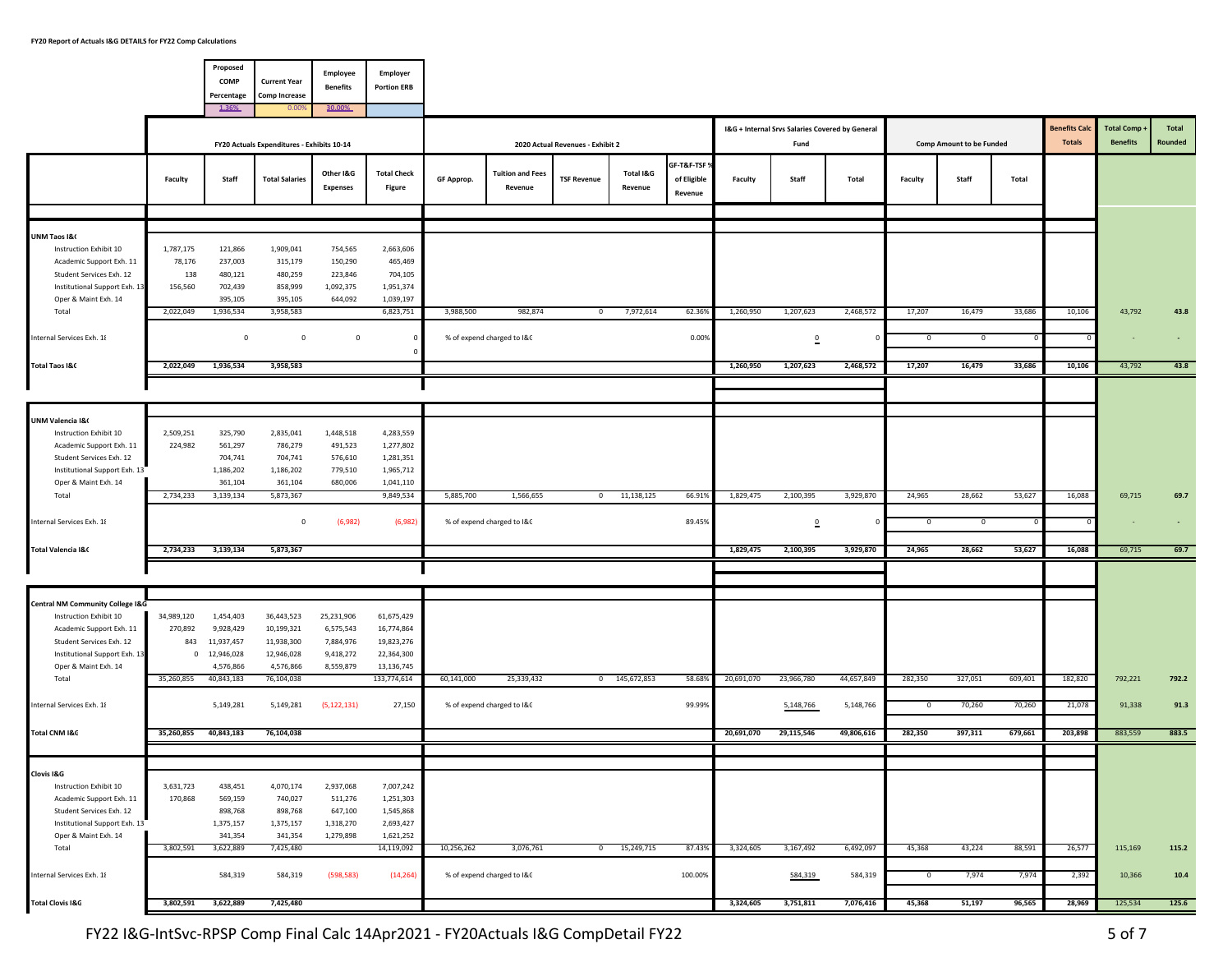**FY20 Report of Actuals I&G DETAILS for FY22 Comp Calculations**

| Proposed COMP Percentage | Current Year Comp Increase | Employee Benefits | Employer Portion ERB |
|---|---|---|---|
| 1.36% | 0.00% | 30.00% | |

| | FY20 Actuals Expenditures - Exhibits 10-14 | | | | | 2020 Actual Revenues - Exhibit 2 | | | | | I&G + Internal Srvs Salaries Covered by General Fund | | | Comp Amount to be Funded | | | Benefits Calc Totals | Total Comp + Benefits | Total Rounded |
|---|---|---|---|---|---|---|---|---|---|---|---|---|---|---|---|---|---|---|---|
| | Faculty | Staff | Total Salaries | Other I&G Expenses | Total Check Figure | GF Approp. | Tuition and Fees Revenue | TSF Revenue | Total I&G Revenue | GF-T&F-TSF % of Eligible Revenue | Faculty | Staff | Total | Faculty | Staff | Total | | | |
| **UNM Taos I&G** | | | | | | | | | | | | | | | | | | | |
| Instruction Exhibit 10 | 1,787,175 | 121,866 | 1,909,041 | 754,565 | 2,663,606 | | | | | | | | | | | | | | |
| Academic Support Exh. 11 | 78,176 | 237,003 | 315,179 | 150,290 | 465,469 | | | | | | | | | | | | | | |
| Student Services Exh. 12 | 138 | 480,121 | 480,259 | 223,846 | 704,105 | | | | | | | | | | | | | | |
| Institutional Support Exh. 13 | 156,560 | 702,439 | 858,999 | 1,092,375 | 1,951,374 | | | | | | | | | | | | | | |
| Oper & Maint Exh. 14 | | 395,105 | 395,105 | 644,092 | 1,039,197 | | | | | | | | | | | | | | |
| Total | 2,022,049 | 1,936,534 | 3,958,583 | | 6,823,751 | 3,988,500 | 982,874 | 0 | 7,972,614 | 62.36% | 1,260,950 | 1,207,623 | 2,468,572 | 17,207 | 16,479 | 33,686 | 10,106 | 43,792 | 43.8 |
| Internal Services Exh. 18 | | 0 | 0 | 0 | 0 / 0 | % of expend charged to I&G | | | | 0.00% | | 0 | 0 | 0 | 0 | 0 | 0 | - | - |
| **Total Taos I&G** | **2,022,049** | **1,936,534** | **3,958,583** | | | | | | | | **1,260,950** | **1,207,623** | **2,468,572** | **17,207** | **16,479** | **33,686** | **10,106** | 43,792 | **43.8** |
| **UNM Valencia I&G** | | | | | | | | | | | | | | | | | | | |
| Instruction Exhibit 10 | 2,509,251 | 325,790 | 2,835,041 | 1,448,518 | 4,283,559 | | | | | | | | | | | | | | |
| Academic Support Exh. 11 | 224,982 | 561,297 | 786,279 | 491,523 | 1,277,802 | | | | | | | | | | | | | | |
| Student Services Exh. 12 | | 704,741 | 704,741 | 576,610 | 1,281,351 | | | | | | | | | | | | | | |
| Institutional Support Exh. 13 | | 1,186,202 | 1,186,202 | 779,510 | 1,965,712 | | | | | | | | | | | | | | |
| Oper & Maint Exh. 14 | | 361,104 | 361,104 | 680,006 | 1,041,110 | | | | | | | | | | | | | | |
| Total | 2,734,233 | 3,139,134 | 5,873,367 | | 9,849,534 | 5,885,700 | 1,566,655 | 0 | 11,138,125 | 66.91% | 1,829,475 | 2,100,395 | 3,929,870 | 24,965 | 28,662 | 53,627 | 16,088 | 69,715 | 69.7 |
| Internal Services Exh. 18 | | | 0 | (6,982) | (6,982) | % of expend charged to I&G | | | | 89.45% | | 0 | 0 | 0 | 0 | 0 | 0 | - | - |
| **Total Valencia I&G** | **2,734,233** | **3,139,134** | **5,873,367** | | | | | | | | **1,829,475** | **2,100,395** | **3,929,870** | **24,965** | **28,662** | **53,627** | **16,088** | 69,715 | **69.7** |
| **Central NM Community College I&G** | | | | | | | | | | | | | | | | | | | |
| Instruction Exhibit 10 | 34,989,120 | 1,454,403 | 36,443,523 | 25,231,906 | 61,675,429 | | | | | | | | | | | | | | |
| Academic Support Exh. 11 | 270,892 | 9,928,429 | 10,199,321 | 6,575,543 | 16,774,864 | | | | | | | | | | | | | | |
| Student Services Exh. 12 | 843 | 11,937,457 | 11,938,300 | 7,884,976 | 19,823,276 | | | | | | | | | | | | | | |
| Institutional Support Exh. 13 | 0 | 12,946,028 | 12,946,028 | 9,418,272 | 22,364,300 | | | | | | | | | | | | | | |
| Oper & Maint Exh. 14 | | 4,576,866 | 4,576,866 | 8,559,879 | 13,136,745 | | | | | | | | | | | | | | |
| Total | 35,260,855 | 40,843,183 | 76,104,038 | | 133,774,614 | 60,141,000 | 25,339,432 | 0 | 145,672,853 | 58.68% | 20,691,070 | 23,966,780 | 44,657,849 | 282,350 | 327,051 | 609,401 | 182,820 | 792,221 | 792.2 |
| Internal Services Exh. 18 | | 5,149,281 | 5,149,281 | (5,122,131) | 27,150 | % of expend charged to I&G | | | | 99.99% | | 5,148,766 | 5,148,766 | 0 | 70,260 | 70,260 | 21,078 | 91,338 | 91.3 |
| **Total CNM I&G** | **35,260,855** | **40,843,183** | **76,104,038** | | | | | | | | **20,691,070** | **29,115,546** | **49,806,616** | **282,350** | **397,311** | **679,661** | **203,898** | 883,559 | **883.5** |
| **Clovis I&G** | | | | | | | | | | | | | | | | | | | |
| Instruction Exhibit 10 | 3,631,723 | 438,451 | 4,070,174 | 2,937,068 | 7,007,242 | | | | | | | | | | | | | | |
| Academic Support Exh. 11 | 170,868 | 569,159 | 740,027 | 511,276 | 1,251,303 | | | | | | | | | | | | | | |
| Student Services Exh. 12 | | 898,768 | 898,768 | 647,100 | 1,545,868 | | | | | | | | | | | | | | |
| Institutional Support Exh. 13 | | 1,375,157 | 1,375,157 | 1,318,270 | 2,693,427 | | | | | | | | | | | | | | |
| Oper & Maint Exh. 14 | | 341,354 | 341,354 | 1,279,898 | 1,621,252 | | | | | | | | | | | | | | |
| Total | 3,802,591 | 3,622,889 | 7,425,480 | | 14,119,092 | 10,256,262 | 3,076,761 | 0 | 15,249,715 | 87.43% | 3,324,605 | 3,167,492 | 6,492,097 | 45,368 | 43,224 | 88,591 | 26,577 | 115,169 | 115.2 |
| Internal Services Exh. 18 | | 584,319 | 584,319 | (598,583) | (14,264) | % of expend charged to I&G | | | | 100.00% | | 584,319 | 584,319 | 0 | 7,974 | 7,974 | 2,392 | 10,366 | 10.4 |
| **Total Clovis I&G** | **3,802,591** | **3,622,889** | **7,425,480** | | | | | | | | **3,324,605** | **3,751,811** | **7,076,416** | **45,368** | **51,197** | **96,565** | **28,969** | 125,534 | **125.6** |

FY22 I&G-IntSvc-RPSP Comp Final Calc 14Apr2021 - FY20Actuals I&G CompDetail FY22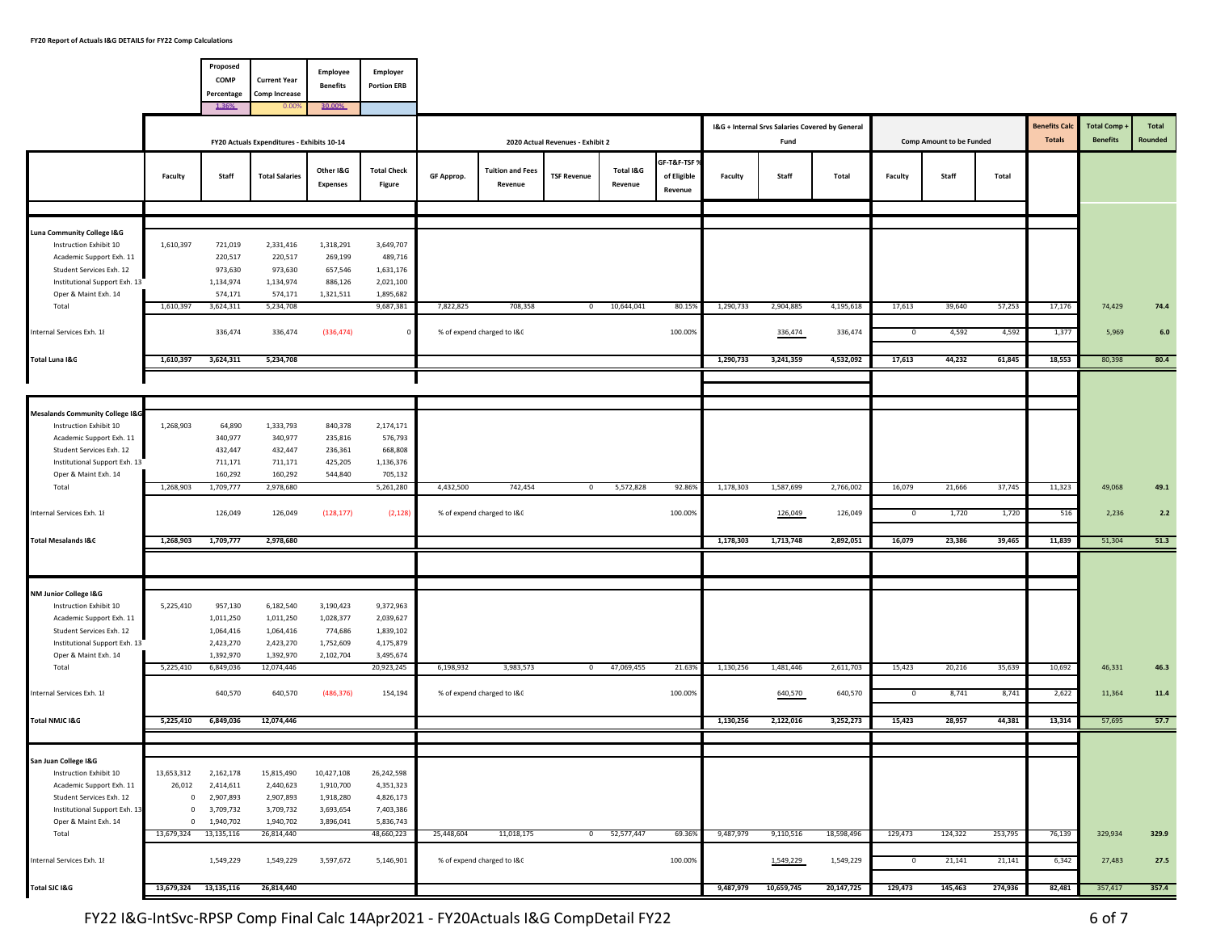**FY20 Report of Actuals I&G DETAILS for FY22 Comp Calculations**

| Proposed COMP Percentage | Current Year Comp Increase | Employee Benefits | Employer Portion ERB |
|---|---|---|---|
| 1.36% | 0.00% | 30.00% | |

| | FY20 Actuals Expenditures - Exhibits 10-14 | | | | | 2020 Actual Revenues - Exhibit 2 | | | | | I&G + Internal Srvs Salaries Covered by General Fund | | | Comp Amount to be Funded | | | Benefits Calc Totals | Total Comp + Benefits | Total Rounded |
|---|---|---|---|---|---|---|---|---|---|---|---|---|---|---|---|---|---|---|---|
| | Faculty | Staff | Total Salaries | Other I&G Expenses | Total Check Figure | GF Approp. | Tuition and Fees Revenue | TSF Revenue | Total I&G Revenue | GF-T&F-TSF % of Eligible Revenue | Faculty | Staff | Total | Faculty | Staff | Total | | | |
| **Luna Community College I&G** | | | | | | | | | | | | | | | | | | | |
| Instruction Exhibit 10 | 1,610,397 | 721,019 | 2,331,416 | 1,318,291 | 3,649,707 | | | | | | | | | | | | | | |
| Academic Support Exh. 11 | | 220,517 | 220,517 | 269,199 | 489,716 | | | | | | | | | | | | | | |
| Student Services Exh. 12 | | 973,630 | 973,630 | 657,546 | 1,631,176 | | | | | | | | | | | | | | |
| Institutional Support Exh. 13 | | 1,134,974 | 1,134,974 | 886,126 | 2,021,100 | | | | | | | | | | | | | | |
| Oper & Maint Exh. 14 | | 574,171 | 574,171 | 1,321,511 | 1,895,682 | | | | | | | | | | | | | | |
| Total | 1,610,397 | 3,624,311 | 5,234,708 | | 9,687,381 | 7,822,825 | 708,358 | 0 | 10,644,041 | 80.15% | 1,290,733 | 2,904,885 | 4,195,618 | 17,613 | 39,640 | 57,253 | 17,176 | 74,429 | 74.4 |
| Internal Services Exh. 18 | | 336,474 | 336,474 | (336,474) | 0 | % of expend charged to I&G | | | | 100.00% | | 336,474 | 336,474 | 0 | 4,592 | 4,592 | 1,377 | 5,969 | 6.0 |
| **Total Luna I&G** | **1,610,397** | **3,624,311** | **5,234,708** | | | | | | | | **1,290,733** | **3,241,359** | **4,532,092** | **17,613** | **44,232** | **61,845** | **18,553** | 80,398 | **80.4** |
| **Mesalands Community College I&G** | | | | | | | | | | | | | | | | | | | |
| Instruction Exhibit 10 | 1,268,903 | 64,890 | 1,333,793 | 840,378 | 2,174,171 | | | | | | | | | | | | | | |
| Academic Support Exh. 11 | | 340,977 | 340,977 | 235,816 | 576,793 | | | | | | | | | | | | | | |
| Student Services Exh. 12 | | 432,447 | 432,447 | 236,361 | 668,808 | | | | | | | | | | | | | | |
| Institutional Support Exh. 13 | | 711,171 | 711,171 | 425,205 | 1,136,376 | | | | | | | | | | | | | | |
| Oper & Maint Exh. 14 | | 160,292 | 160,292 | 544,840 | 705,132 | | | | | | | | | | | | | | |
| Total | 1,268,903 | 1,709,777 | 2,978,680 | | 5,261,280 | 4,432,500 | 742,454 | 0 | 5,572,828 | 92.86% | 1,178,303 | 1,587,699 | 2,766,002 | 16,079 | 21,666 | 37,745 | 11,323 | 49,068 | 49.1 |
| Internal Services Exh. 18 | | 126,049 | 126,049 | (128,177) | (2,128) | % of expend charged to I&G | | | | 100.00% | | 126,049 | 126,049 | 0 | 1,720 | 1,720 | 516 | 2,236 | 2.2 |
| **Total Mesalands I&G** | **1,268,903** | **1,709,777** | **2,978,680** | | | | | | | | **1,178,303** | **1,713,748** | **2,892,051** | **16,079** | **23,386** | **39,465** | **11,839** | 51,304 | **51.3** |
| **NM Junior College I&G** | | | | | | | | | | | | | | | | | | | |
| Instruction Exhibit 10 | 5,225,410 | 957,130 | 6,182,540 | 3,190,423 | 9,372,963 | | | | | | | | | | | | | | |
| Academic Support Exh. 11 | | 1,011,250 | 1,011,250 | 1,028,377 | 2,039,627 | | | | | | | | | | | | | | |
| Student Services Exh. 12 | | 1,064,416 | 1,064,416 | 774,686 | 1,839,102 | | | | | | | | | | | | | | |
| Institutional Support Exh. 13 | | 2,423,270 | 2,423,270 | 1,752,609 | 4,175,879 | | | | | | | | | | | | | | |
| Oper & Maint Exh. 14 | | 1,392,970 | 1,392,970 | 2,102,704 | 3,495,674 | | | | | | | | | | | | | | |
| Total | 5,225,410 | 6,849,036 | 12,074,446 | | 20,923,245 | 6,198,932 | 3,983,573 | 0 | 47,069,455 | 21.63% | 1,130,256 | 1,481,446 | 2,611,703 | 15,423 | 20,216 | 35,639 | 10,692 | 46,331 | 46.3 |
| Internal Services Exh. 18 | | 640,570 | 640,570 | (486,376) | 154,194 | % of expend charged to I&G | | | | 100.00% | | 640,570 | 640,570 | 0 | 8,741 | 8,741 | 2,622 | 11,364 | 11.4 |
| **Total NMJC I&G** | **5,225,410** | **6,849,036** | **12,074,446** | | | | | | | | **1,130,256** | **2,122,016** | **3,252,273** | **15,423** | **28,957** | **44,381** | **13,314** | 57,695 | **57.7** |
| **San Juan College I&G** | | | | | | | | | | | | | | | | | | | |
| Instruction Exhibit 10 | 13,653,312 | 2,162,178 | 15,815,490 | 10,427,108 | 26,242,598 | | | | | | | | | | | | | | |
| Academic Support Exh. 11 | 26,012 | 2,414,611 | 2,440,623 | 1,910,700 | 4,351,323 | | | | | | | | | | | | | | |
| Student Services Exh. 12 | 0 | 2,907,893 | 2,907,893 | 1,918,280 | 4,826,173 | | | | | | | | | | | | | | |
| Institutional Support Exh. 13 | 0 | 3,709,732 | 3,709,732 | 3,693,654 | 7,403,386 | | | | | | | | | | | | | | |
| Oper & Maint Exh. 14 | 0 | 1,940,702 | 1,940,702 | 3,896,041 | 5,836,743 | | | | | | | | | | | | | | |
| Total | 13,679,324 | 13,135,116 | 26,814,440 | | 48,660,223 | 25,448,604 | 11,018,175 | 0 | 52,577,447 | 69.36% | 9,487,979 | 9,110,516 | 18,598,496 | 129,473 | 124,322 | 253,795 | 76,139 | 329,934 | 329.9 |
| Internal Services Exh. 18 | | 1,549,229 | 1,549,229 | 3,597,672 | 5,146,901 | % of expend charged to I&G | | | | 100.00% | | 1,549,229 | 1,549,229 | 0 | 21,141 | 21,141 | 6,342 | 27,483 | 27.5 |
| **Total SJC I&G** | **13,679,324** | **13,135,116** | **26,814,440** | | | | | | | | **9,487,979** | **10,659,745** | **20,147,725** | **129,473** | **145,463** | **274,936** | **82,481** | 357,417 | **357.4** |

FY22 I&G-IntSvc-RPSP Comp Final Calc 14Apr2021 - FY20Actuals I&G CompDetail FY22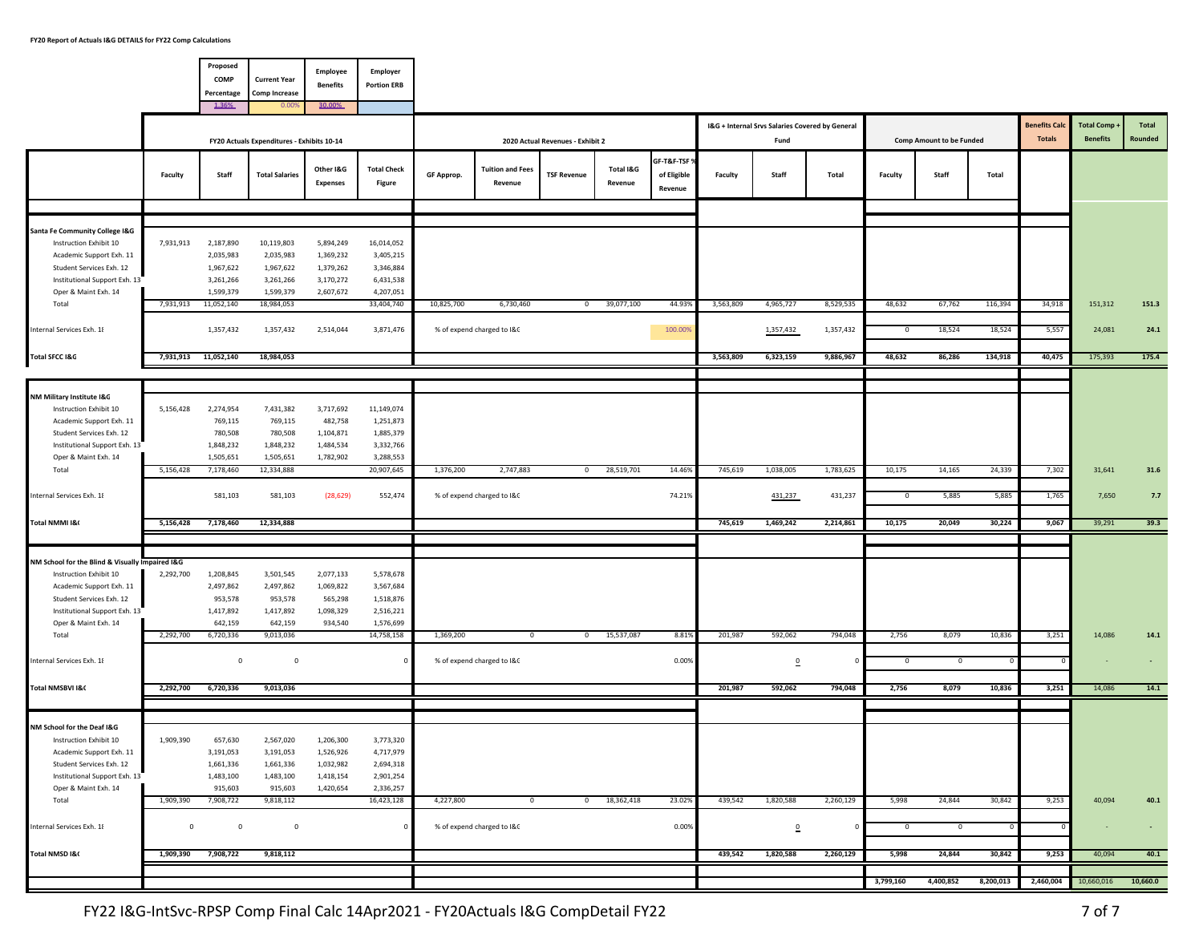**FY20 Report of Actuals I&G DETAILS for FY22 Comp Calculations**

| Proposed COMP Percentage | Current Year Comp Increase | Employee Benefits | Employer Portion ERB |
|---|---|---|---|
| 1.36% | 0.00% | 30.00% | |

| | FY20 Actuals Expenditures - Exhibits 10-14 | | | | | 2020 Actual Revenues - Exhibit 2 | | | | | I&G + Internal Srvs Salaries Covered by General Fund | | | Comp Amount to be Funded | | | Benefits Calc Totals | Total Comp + Benefits | Total Rounded |
|---|---|---|---|---|---|---|---|---|---|---|---|---|---|---|---|---|---|---|---|
| | Faculty | Staff | Total Salaries | Other I&G Expenses | Total Check Figure | GF Approp. | Tuition and Fees Revenue | TSF Revenue | Total I&G Revenue | GF-T&F-TSF % of Eligible Revenue | Faculty | Staff | Total | Faculty | Staff | Total | | | |
| **Santa Fe Community College I&G** | | | | | | | | | | | | | | | | | | | |
| Instruction Exhibit 10 | 7,931,913 | 2,187,890 | 10,119,803 | 5,894,249 | 16,014,052 | | | | | | | | | | | | | | |
| Academic Support Exh. 11 | | 2,035,983 | 2,035,983 | 1,369,232 | 3,405,215 | | | | | | | | | | | | | | |
| Student Services Exh. 12 | | 1,967,622 | 1,967,622 | 1,379,262 | 3,346,884 | | | | | | | | | | | | | | |
| Institutional Support Exh. 13 | | 3,261,266 | 3,261,266 | 3,170,272 | 6,431,538 | | | | | | | | | | | | | | |
| Oper & Maint Exh. 14 | | 1,599,379 | 1,599,379 | 2,607,672 | 4,207,051 | | | | | | | | | | | | | | |
| Total | 7,931,913 | 11,052,140 | 18,984,053 | | 33,404,740 | 10,825,700 | 6,730,460 | 0 | 39,077,100 | 44.93% | 3,563,809 | 4,965,727 | 8,529,535 | 48,632 | 67,762 | 116,394 | 34,918 | 151,312 | 151.3 |
| Internal Services Exh. 1E | | 1,357,432 | 1,357,432 | 2,514,044 | 3,871,476 | % of expend charged to I&G | | | | 100.00% | | 1,357,432 | 1,357,432 | 0 | 18,524 | 18,524 | 5,557 | 24,081 | 24.1 |
| **Total SFCC I&G** | **7,931,913** | **11,052,140** | **18,984,053** | | | | | | | | **3,563,809** | **6,323,159** | **9,886,967** | **48,632** | **86,286** | **134,918** | **40,475** | 175,393 | **175.4** |
| **NM Military Institute I&G** | | | | | | | | | | | | | | | | | | | |
| Instruction Exhibit 10 | 5,156,428 | 2,274,954 | 7,431,382 | 3,717,692 | 11,149,074 | | | | | | | | | | | | | | |
| Academic Support Exh. 11 | | 769,115 | 769,115 | 482,758 | 1,251,873 | | | | | | | | | | | | | | |
| Student Services Exh. 12 | | 780,508 | 780,508 | 1,104,871 | 1,885,379 | | | | | | | | | | | | | | |
| Institutional Support Exh. 13 | | 1,848,232 | 1,848,232 | 1,484,534 | 3,332,766 | | | | | | | | | | | | | | |
| Oper & Maint Exh. 14 | | 1,505,651 | 1,505,651 | 1,782,902 | 3,288,553 | | | | | | | | | | | | | | |
| Total | 5,156,428 | 7,178,460 | 12,334,888 | | 20,907,645 | 1,376,200 | 2,747,883 | 0 | 28,519,701 | 14.46% | 745,619 | 1,038,005 | 1,783,625 | 10,175 | 14,165 | 24,339 | 7,302 | 31,641 | 31.6 |
| Internal Services Exh. 1E | | 581,103 | 581,103 | (28,629) | 552,474 | % of expend charged to I&G | | | | 74.21% | | 431,237 | 431,237 | 0 | 5,885 | 5,885 | 1,765 | 7,650 | 7.7 |
| **Total NMMI I&G** | **5,156,428** | **7,178,460** | **12,334,888** | | | | | | | | **745,619** | **1,469,242** | **2,214,861** | **10,175** | **20,049** | **30,224** | **9,067** | 39,291 | **39.3** |
| **NM School for the Blind & Visually Impaired I&G** | | | | | | | | | | | | | | | | | | | |
| Instruction Exhibit 10 | 2,292,700 | 1,208,845 | 3,501,545 | 2,077,133 | 5,578,678 | | | | | | | | | | | | | | |
| Academic Support Exh. 11 | | 2,497,862 | 2,497,862 | 1,069,822 | 3,567,684 | | | | | | | | | | | | | | |
| Student Services Exh. 12 | | 953,578 | 953,578 | 565,298 | 1,518,876 | | | | | | | | | | | | | | |
| Institutional Support Exh. 13 | | 1,417,892 | 1,417,892 | 1,098,329 | 2,516,221 | | | | | | | | | | | | | | |
| Oper & Maint Exh. 14 | | 642,159 | 642,159 | 934,540 | 1,576,699 | | | | | | | | | | | | | | |
| Total | 2,292,700 | 6,720,336 | 9,013,036 | | 14,758,158 | 1,369,200 | 0 | 0 | 15,537,087 | 8.81% | 201,987 | 592,062 | 794,048 | 2,756 | 8,079 | 10,836 | 3,251 | 14,086 | 14.1 |
| Internal Services Exh. 1E | | 0 | 0 | | 0 | % of expend charged to I&G | | | | 0.00% | | 0 | 0 | 0 | 0 | 0 | 0 | - | - |
| **Total NMSBVI I&G** | **2,292,700** | **6,720,336** | **9,013,036** | | | | | | | | **201,987** | **592,062** | **794,048** | **2,756** | **8,079** | **10,836** | **3,251** | 14,086 | **14.1** |
| **NM School for the Deaf I&G** | | | | | | | | | | | | | | | | | | | |
| Instruction Exhibit 10 | 1,909,390 | 657,630 | 2,567,020 | 1,206,300 | 3,773,320 | | | | | | | | | | | | | | |
| Academic Support Exh. 11 | | 3,191,053 | 3,191,053 | 1,526,926 | 4,717,979 | | | | | | | | | | | | | | |
| Student Services Exh. 12 | | 1,661,336 | 1,661,336 | 1,032,982 | 2,694,318 | | | | | | | | | | | | | | |
| Institutional Support Exh. 13 | | 1,483,100 | 1,483,100 | 1,418,154 | 2,901,254 | | | | | | | | | | | | | | |
| Oper & Maint Exh. 14 | | 915,603 | 915,603 | 1,420,654 | 2,336,257 | | | | | | | | | | | | | | |
| Total | 1,909,390 | 7,908,722 | 9,818,112 | | 16,423,128 | 4,227,800 | 0 | 0 | 18,362,418 | 23.02% | 439,542 | 1,820,588 | 2,260,129 | 5,998 | 24,844 | 30,842 | 9,253 | 40,094 | 40.1 |
| Internal Services Exh. 1E | 0 | 0 | 0 | | 0 | % of expend charged to I&G | | | | 0.00% | | 0 | 0 | 0 | 0 | 0 | 0 | - | - |
| **Total NMSD I&G** | **1,909,390** | **7,908,722** | **9,818,112** | | | | | | | | **439,542** | **1,820,588** | **2,260,129** | **5,998** | **24,844** | **30,842** | **9,253** | 40,094 | **40.1** |
| | | | | | | | | | | | | | | **3,799,160** | **4,400,852** | **8,200,013** | **2,460,004** | **10,660,016** | **10,660.0** |

FY22 I&G-IntSvc-RPSP Comp Final Calc 14Apr2021 - FY20Actuals I&G CompDetail FY22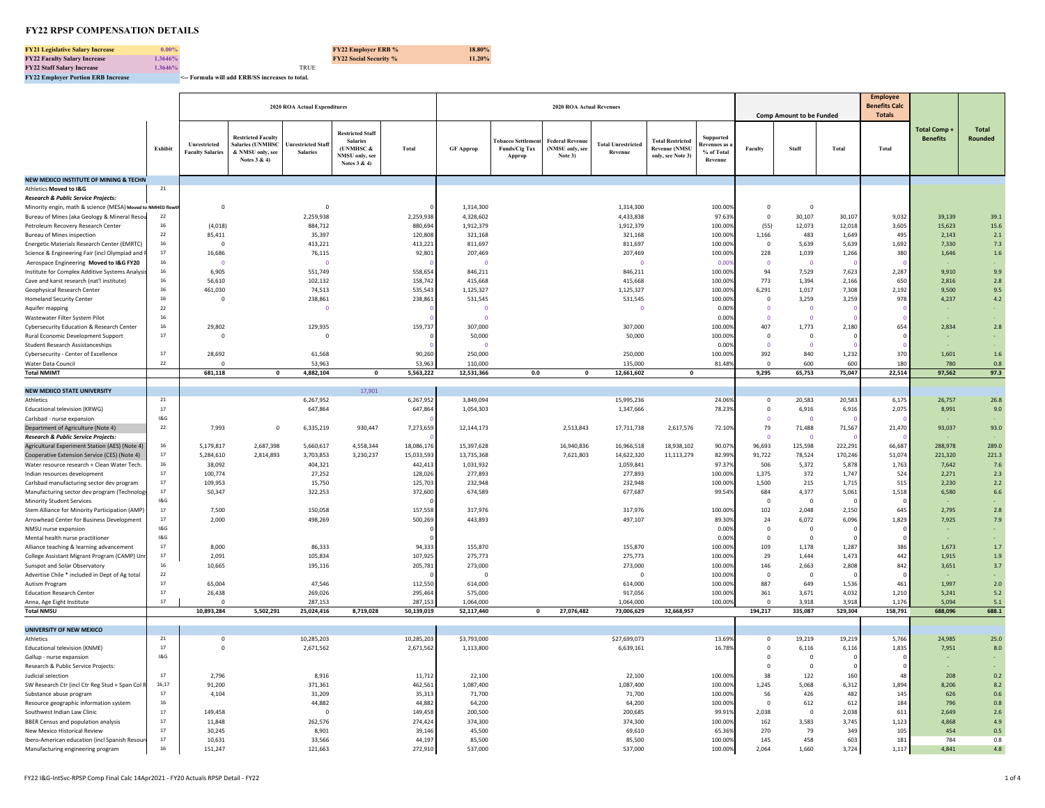# FY22 RPSP COMPENSATION DETAILS

| | | | | |
|---|---|---|---|---|
| **FY21 Legislative Salary Increase** | 0.00% | | **FY22 Employer ERB %** | 18.80% |
| **FY22 Faculty Salary Increase** | 1.3646% | | **FY22 Social Security %** | 11.20% |
| **FY22 Staff Salary Increase** | 1.3646% | TRUE | | |
| **FY22 Employer Portion ERB Increase** | <-- Formula will add ERB/SS increases to total. | | | |

| | Exhibit | 2020 ROA Actual Expenditures: Unrestricted Faculty Salaries | Restricted Faculty Salaries (UNMHSC & NMSU only, see Notes 3 & 4) | Unrestricted Staff Salaries | Restricted Staff Salaries (UNMHSC & NMSU only, see Notes 3 & 4) | Total | 2020 ROA Actual Revenues: GF Approp | Tobacco Settlement Funds/Cig Tax Approp | Federal Revenue (NMSU only, see Note 3) | Total Unrestricted Revenue | Total Restricted Revenue (NMSU only, see Note 3) | Supported Revenues as a % of Total Revenue | Comp Amount to be Funded: Faculty | Staff | Total | Employee Benefits Calc Totals: Total | Total Comp + Benefits | Total Rounded |
|---|---|---|---|---|---|---|---|---|---|---|---|---|---|---|---|---|---|---|
| **NEW MEXICO INSTITUTE OF MINING & TECHN** | | | | | | | | | | | | | | | | | | |
| Athletics **Moved to I&G** | 21 | | | | | | | | | | | | | | | | | |
| ***Research & Public Service Projects:*** | | | | | | | | | | | | | | | | | | |
| Minority engin, math & science (MESA) **Moved to NMHED flowth** | | 0 | | 0 | | 0 | 1,314,300 | | | 1,314,300 | | 100.00% | 0 | 0 | | | | |
| Bureau of Mines (aka Geology & Mineral Resou | 22 | | | 2,259,938 | | 2,259,938 | 4,328,602 | | | 4,433,838 | | 97.63% | 0 | 30,107 | 30,107 | 9,032 | 39,139 | 39.1 |
| Petroleum Recovery Research Center | 16 | (4,018) | | 884,712 | | 880,694 | 1,912,379 | | | 1,912,379 | | 100.00% | (55) | 12,073 | 12,018 | 3,605 | 15,623 | 15.6 |
| Bureau of Mines inspection | 22 | 85,411 | | 35,397 | | 120,808 | 321,168 | | | 321,168 | | 100.00% | 1,166 | 483 | 1,649 | 495 | 2,143 | 2.1 |
| Energetic Materials Research Center (EMRTC) | 16 | 0 | | 413,221 | | 413,221 | 811,697 | | | 811,697 | | 100.00% | 0 | 5,639 | 5,639 | 1,692 | 7,330 | 7.3 |
| Science & Engineering Fair (incl Olympiad and F | 17 | 16,686 | | 76,115 | | 92,801 | 207,469 | | | 207,469 | | 100.00% | 228 | 1,039 | 1,266 | 380 | 1,646 | 1.6 |
| Aerospace Engineering **Moved to I&G FY20** | 16 | 0 | | 0 | | 0 | 0 | | | 0 | | 0.00% | 0 | 0 | 0 | 0 | - | - |
| Institute for Complex Additive Systems Analysis | 16 | 6,905 | | 551,749 | | 558,654 | 846,211 | | | 846,211 | | 100.00% | 94 | 7,529 | 7,623 | 2,287 | 9,910 | 9.9 |
| Cave and karst research (nat'l institute) | 16 | 56,610 | | 102,132 | | 158,742 | 415,668 | | | 415,668 | | 100.00% | 773 | 1,394 | 2,166 | 650 | 2,816 | 2.8 |
| Geophysical Research Center | 16 | 461,030 | | 74,513 | | 535,543 | 1,125,327 | | | 1,125,327 | | 100.00% | 6,291 | 1,017 | 7,308 | 2,192 | 9,500 | 9.5 |
| Homeland Security Center | 16 | 0 | | 238,861 | | 238,861 | 531,545 | | | 531,545 | | 100.00% | 0 | 3,259 | 3,259 | 978 | 4,237 | 4.2 |
| Aquifer mapping | 22 | | | 0 | | 0 | 0 | | | 0 | | 0.00% | 0 | 0 | 0 | 0 | - | - |
| Wastewater Filter System Pilot | 16 | | | | | 0 | 0 | | | | | 0.00% | 0 | 0 | 0 | 0 | - | - |
| Cybersecurity Education & Research Center | 16 | 29,802 | | 129,935 | | 159,737 | 307,000 | | | 307,000 | | 100.00% | 407 | 1,773 | 2,180 | 654 | 2,834 | 2.8 |
| Rural Economic Development Support | 17 | 0 | | 0 | | 0 | 50,000 | | | 50,000 | | 100.00% | 0 | 0 | 0 | 0 | - | - |
| Student Research Assistanceships | | | | | | 0 | 0 | | | | | 0.00% | 0 | 0 | 0 | 0 | - | - |
| Cybersecurity - Center of Excellence | 17 | 28,692 | | 61,568 | | 90,260 | 250,000 | | | 250,000 | | 100.00% | 392 | 840 | 1,232 | 370 | 1,601 | 1.6 |
| Water Data Council | 22 | 0 | | 53,963 | | 53,963 | 110,000 | | | 135,000 | | 81.48% | 0 | 600 | 600 | 180 | 780 | 0.8 |
| **Total NMIMT** | | **681,118** | **0** | **4,882,104** | **0** | **5,563,222** | **12,531,366** | **0.0** | **0** | **12,661,602** | **0** | | **9,295** | **65,753** | **75,047** | **22,514** | **97,562** | **97.3** |
| **NEW MEXICO STATE UNIVERSITY** | | | | | 17,901 | | | | | | | | | | | | | |
| Athletics | 21 | | | 6,267,952 | | 6,267,952 | 3,849,094 | | | 15,995,236 | | 24.06% | 0 | 20,583 | 20,583 | 6,175 | 26,757 | 26.8 |
| Educational television (KRWG) | 17 | | | 647,864 | | 647,864 | 1,054,303 | | | 1,347,666 | | 78.23% | 0 | 6,916 | 6,916 | 2,075 | 8,991 | 9.0 |
| Carlsbad - nurse expansion | I&G | | | | | 0 | | | | | | | 0 | 0 | 0 | 0 | | |
| Department of Agriculture (Note 4) | 22 | 7,993 | 0 | 6,335,219 | 930,447 | 7,273,659 | 12,144,173 | | 2,513,843 | 17,711,738 | 2,617,576 | 72.10% | 79 | 71,488 | 71,567 | 21,470 | 93,037 | 93.0 |
| ***Research & Public Service Projects:*** | | | | | | | | | | | | | 0 | 0 | 0 | 0 | - | - |
| Agricultural Experiment Station (AES) (Note 4) | 16 | 5,179,817 | 2,687,398 | 5,660,617 | 4,558,344 | 18,086,176 | 15,397,628 | | 16,940,836 | 16,966,518 | 18,938,102 | 90.07% | 96,693 | 125,598 | 222,291 | 66,687 | 288,978 | 289.0 |
| Cooperative Extension Service (CES) (Note 4) | 17 | 5,284,610 | 2,814,893 | 3,703,853 | 3,230,237 | 15,033,593 | 13,735,368 | | 7,621,803 | 14,622,320 | 11,113,279 | 82.99% | 91,722 | 78,524 | 170,246 | 51,074 | 221,320 | 221.3 |
| Water resource research + Clean Water Tech. | 16 | 38,092 | | 404,321 | | 442,413 | 1,031,932 | | | 1,059,841 | | 97.37% | 506 | 5,372 | 5,878 | 1,763 | 7,642 | 7.6 |
| Indian resources development | 17 | 100,774 | | 27,252 | | 128,026 | 277,893 | | | 277,893 | | 100.00% | 1,375 | 372 | 1,747 | 524 | 2,271 | 2.3 |
| Carlsbad manufacturing sector dev program | 17 | 109,953 | | 15,750 | | 125,703 | 232,948 | | | 232,948 | | 100.00% | 1,500 | 215 | 1,715 | 515 | 2,230 | 2.2 |
| Manufacturing sector dev program (Technology | 17 | 50,347 | | 322,253 | | 372,600 | 674,589 | | | 677,687 | | 99.54% | 684 | 4,377 | 5,061 | 1,518 | 6,580 | 6.6 |
| Minority Student Services | I&G | | | | | 0 | | | | | | | 0 | 0 | 0 | 0 | - | - |
| Stem Alliance for Minority Participation (AMP) | 17 | 7,500 | | 150,058 | | 157,558 | 317,976 | | | 317,976 | | 100.00% | 102 | 2,048 | 2,150 | 645 | 2,795 | 2.8 |
| Arrowhead Center for Business Development | 17 | 2,000 | | 498,269 | | 500,269 | 443,893 | | | 497,107 | | 89.30% | 24 | 6,072 | 6,096 | 1,829 | 7,925 | 7.9 |
| NMSU nurse expansion | I&G | | | | | 0 | | | | | | 0.00% | 0 | 0 | 0 | 0 | - | - |
| Mental health nurse practitioner | I&G | | | | | 0 | | | | | | 0.00% | 0 | 0 | 0 | 0 | - | - |
| Alliance teaching & learning advancement | 17 | 8,000 | | 86,333 | | 94,333 | 155,870 | | | 155,870 | | 100.00% | 109 | 1,178 | 1,287 | 386 | 1,673 | 1.7 |
| College Assistant Migrant Program (CAMP) Unr | 17 | 2,091 | | 105,834 | | 107,925 | 275,773 | | | 275,773 | | 100.00% | 29 | 1,444 | 1,473 | 442 | 1,915 | 1.9 |
| Sunspot and Solar Observatory | 16 | 10,665 | | 195,116 | | 205,781 | 273,000 | | | 273,000 | | 100.00% | 146 | 2,663 | 2,808 | 842 | 3,651 | 3.7 |
| Advertise Chile * included in Dept of Ag total | 22 | | | | | 0 | 0 | | | 0 | | 100.00% | 0 | 0 | 0 | 0 | - | - |
| Autism Program | 17 | 65,004 | | 47,546 | | 112,550 | 614,000 | | | 614,000 | | 100.00% | 887 | 649 | 1,536 | 461 | 1,997 | 2.0 |
| Education Research Center | 17 | 26,438 | | 269,026 | | 295,464 | 575,000 | | | 917,056 | | 100.00% | 361 | 3,671 | 4,032 | 1,210 | 5,241 | 5.2 |
| Anna, Age Eight Institute | 17 | 0 | | 287,153 | | 287,153 | 1,064,000 | | | 1,064,000 | | 100.00% | 0 | 3,918 | 3,918 | 1,176 | 5,094 | 5.1 |
| **Total NMSU** | | **10,893,284** | **5,502,291** | **25,024,416** | **8,719,028** | **50,139,019** | **52,117,440** | **0** | **27,076,482** | **73,006,629** | **32,668,957** | | **194,217** | **335,087** | **529,304** | **158,791** | **688,096** | **688.1** |
| **UNIVERSITY OF NEW MEXICO** | | | | | | | | | | | | | | | | | | |
| Athletics | 21 | 0 | | 10,285,203 | | 10,285,203 | $3,793,000 | | | $27,699,073 | | 13.69% | 0 | 19,219 | 19,219 | 5,766 | 24,985 | 25.0 |
| Educational television (KNME) | 17 | 0 | | 2,671,562 | | 2,671,562 | 1,113,800 | | | 6,639,161 | | 16.78% | 0 | 6,116 | 6,116 | 1,835 | 7,951 | 8.0 |
| Gallup - nurse expansion | I&G | | | | | | | | | | | | 0 | 0 | 0 | 0 | - | - |
| Research & Public Service Projects: | | | | | | | | | | | | | 0 | 0 | 0 | 0 | - | - |
| Judicial selection | 17 | 2,796 | | 8,916 | | 11,712 | 22,100 | | | 22,100 | | 100.00% | 38 | 122 | 160 | 48 | 208 | 0.2 |
| SW Research Ctr (incl Ctr Reg Stud + Span Col R | 16,17 | 91,200 | | 371,361 | | 462,561 | 1,087,400 | | | 1,087,400 | | 100.00% | 1,245 | 5,068 | 6,312 | 1,894 | 8,206 | 8.2 |
| Substance abuse program | 17 | 4,104 | | 31,209 | | 35,313 | 71,700 | | | 71,700 | | 100.00% | 56 | 426 | 482 | 145 | 626 | 0.6 |
| Resource geographic information system | 16 | | | 44,882 | | 44,882 | 64,200 | | | 64,200 | | 100.00% | 0 | 612 | 612 | 184 | 796 | 0.8 |
| Southwest Indian Law Clinic | 17 | 149,458 | | 0 | | 149,458 | 200,500 | | | 200,685 | | 99.91% | 2,038 | 0 | 2,038 | 611 | 2,649 | 2.6 |
| BBER Census and population analysis | 17 | 11,848 | | 262,576 | | 274,424 | 374,300 | | | 374,300 | | 100.00% | 162 | 3,583 | 3,745 | 1,123 | 4,868 | 4.9 |
| New Mexico Historical Review | 17 | 30,245 | | 8,901 | | 39,146 | 45,500 | | | 69,610 | | 65.36% | 270 | 79 | 349 | 105 | 454 | 0.5 |
| Ibero-American education (incl Spanish Resour | 17 | 10,631 | | 33,566 | | 44,197 | 85,500 | | | 85,500 | | 100.00% | 145 | 458 | 603 | 181 | 784 | 0.8 |
| Manufacturing engineering program | 16 | 151,247 | | 121,663 | | 272,910 | 537,000 | | | 537,000 | | 100.00% | 2,064 | 1,660 | 3,724 | 1,117 | 4,841 | 4.8 |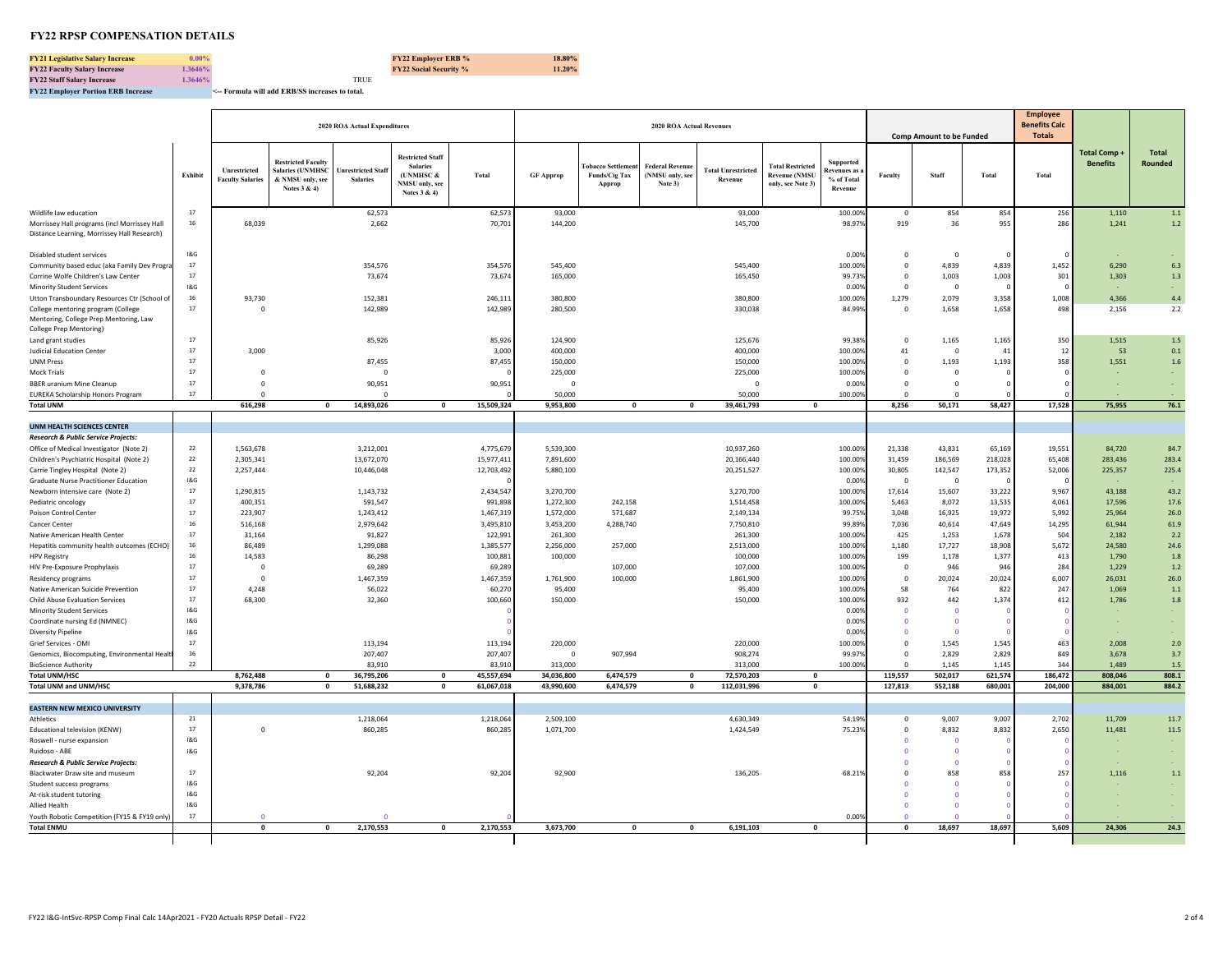# FY22 RPSP COMPENSATION DETAILS

| | | | | |
|---|---|---|---|---|
| **FY21 Legislative Salary Increase** | 0.00% | | **FY22 Employer ERB %** | 18.80% |
| **FY22 Faculty Salary Increase** | 1.3646% | | **FY22 Social Security %** | 11.20% |
| **FY22 Staff Salary Increase** | 1.3646% | TRUE | | |
| **FY22 Employer Portion ERB Increase** | <-- Formula will add ERB/SS increases to total. | | | |

| | | 2020 ROA Actual Expenditures | | | | | 2020 ROA Actual Revenues | | | | | | | Comp Amount to be Funded | | | Employee Benefits Calc Totals | | |
|---|---|---|---|---|---|---|---|---|---|---|---|---|---|---|---|---|---|---|---|
| | Exhibit | Unrestricted Faculty Salaries | Restricted Faculty Salaries (UNMHSC & NMSU only, see Notes 3 & 4) | Unrestricted Staff Salaries | Restricted Staff Salaries (UNMHSC & NMSU only, see Notes 3 & 4) | Total | GF Approp | Tobacco Settlement Funds/Cig Tax Approp | Federal Revenue (NMSU only, see Note 3) | Total Unrestricted Revenue | Total Restricted Revenue (NMSU only, see Note 3) | Supported Revenues as a % of Total Revenue | Faculty | Staff | Total | Total | Total Comp + Benefits | Total Rounded |
| Wildlife law education | 17 | | | 62,573 | | 62,573 | 93,000 | | | 93,000 | | 100.00% | 0 | 854 | 854 | 256 | 1,110 | 1.1 |
| Morrissey Hall programs (incl Morrissey Hall Distance Learning, Morrissey Hall Research) | 16 | 68,039 | | 2,662 | | 70,701 | 144,200 | | | 145,700 | | 98.97% | 919 | 36 | 955 | 286 | 1,241 | 1.2 |
| Disabled student services | I&G | | | | | | | | | | | 0.00% | 0 | 0 | 0 | 0 | - | - |
| Community based educ (aka Family Dev Progra | 17 | | | 354,576 | | 354,576 | 545,400 | | | 545,400 | | 100.00% | 0 | 4,839 | 4,839 | 1,452 | 6,290 | 6.3 |
| Corrine Wolfe Children's Law Center | 17 | | | 73,674 | | 73,674 | 165,000 | | | 165,450 | | 99.73% | 0 | 1,003 | 1,003 | 301 | 1,303 | 1.3 |
| Minority Student Services | I&G | | | | | | | | | | | 0.00% | 0 | 0 | 0 | 0 | - | - |
| Utton Transboundary Resources Ctr (School of | 16 | 93,730 | | 152,381 | | 246,111 | 380,800 | | | 380,800 | | 100.00% | 1,279 | 2,079 | 3,358 | 1,008 | 4,366 | 4.4 |
| College mentoring program (College Mentoring, College Prep Mentoring, Law College Prep Mentoring) | 17 | 0 | | 142,989 | | 142,989 | 280,500 | | | 330,038 | | 84.99% | 0 | 1,658 | 1,658 | 498 | 2,156 | 2.2 |
| Land grant studies | 17 | | | 85,926 | | 85,926 | 124,900 | | | 125,676 | | 99.38% | 0 | 1,165 | 1,165 | 350 | 1,515 | 1.5 |
| Judicial Education Center | 17 | 3,000 | | | | 3,000 | 400,000 | | | 400,000 | | 100.00% | 41 | 0 | 41 | 12 | 53 | 0.1 |
| UNM Press | 17 | | | 87,455 | | 87,455 | 150,000 | | | 150,000 | | 100.00% | 0 | 1,193 | 1,193 | 358 | 1,551 | 1.6 |
| Mock Trials | 17 | 0 | | 0 | | 0 | 225,000 | | | 225,000 | | 100.00% | 0 | 0 | 0 | 0 | - | - |
| BBER uranium Mine Cleanup | 17 | 0 | | 90,951 | | 90,951 | 0 | | | 0 | | 0.00% | 0 | 0 | 0 | 0 | - | - |
| EUREKA Scholarship Honors Program | 17 | 0 | | 0 | | 0 | 50,000 | | | 50,000 | | 100.00% | 0 | 0 | 0 | 0 | - | - |
| **Total UNM** | | **616,298** | **0** | **14,893,026** | **0** | **15,509,324** | **9,953,800** | **0** | **0** | **39,461,793** | **0** | | **8,256** | **50,171** | **58,427** | **17,528** | **75,955** | **76.1** |
| **UNM HEALTH SCIENCES CENTER** | | | | | | | | | | | | | | | | | | |
| ***Research & Public Service Projects:*** | | | | | | | | | | | | | | | | | | |
| Office of Medical Investigator (Note 2) | 22 | 1,563,678 | | 3,212,001 | | 4,775,679 | 5,539,300 | | | 10,937,260 | | 100.00% | 21,338 | 43,831 | 65,169 | 19,551 | 84,720 | 84.7 |
| Children's Psychiatric Hospital (Note 2) | 22 | 2,305,341 | | 13,672,070 | | 15,977,411 | 7,891,600 | | | 20,166,440 | | 100.00% | 31,459 | 186,569 | 218,028 | 65,408 | 283,436 | 283.4 |
| Carrie Tingley Hospital (Note 2) | 22 | 2,257,444 | | 10,446,048 | | 12,703,492 | 5,880,100 | | | 20,251,527 | | 100.00% | 30,805 | 142,547 | 173,352 | 52,006 | 225,357 | 225.4 |
| Graduate Nurse Practitioner Education | I&G | | | | | 0 | | | | | | 0.00% | 0 | 0 | 0 | 0 | - | - |
| Newborn intensive care (Note 2) | 17 | 1,290,815 | | 1,143,732 | | 2,434,547 | 3,270,700 | | | 3,270,700 | | 100.00% | 17,614 | 15,607 | 33,222 | 9,967 | 43,188 | 43.2 |
| Pediatric oncology | 17 | 400,351 | | 591,547 | | 991,898 | 1,272,300 | 242,158 | | 1,514,458 | | 100.00% | 5,463 | 8,072 | 13,535 | 4,061 | 17,596 | 17.6 |
| Poison Control Center | 17 | 223,907 | | 1,243,412 | | 1,467,319 | 1,572,000 | 571,687 | | 2,149,134 | | 99.75% | 3,048 | 16,925 | 19,972 | 5,992 | 25,964 | 26.0 |
| Cancer Center | 16 | 516,168 | | 2,979,642 | | 3,495,810 | 3,453,200 | 4,288,740 | | 7,750,810 | | 99.89% | 7,036 | 40,614 | 47,649 | 14,295 | 61,944 | 61.9 |
| Native American Health Center | 17 | 31,164 | | 91,827 | | 122,991 | 261,300 | | | 261,300 | | 100.00% | 425 | 1,253 | 1,678 | 504 | 2,182 | 2.2 |
| Hepatitis community health outcomes (ECHO) | 16 | 86,489 | | 1,299,088 | | 1,385,577 | 2,256,000 | 257,000 | | 2,513,000 | | 100.00% | 1,180 | 17,727 | 18,908 | 5,672 | 24,580 | 24.6 |
| HPV Registry | 16 | 14,583 | | 86,298 | | 100,881 | 100,000 | | | 100,000 | | 100.00% | 199 | 1,178 | 1,377 | 413 | 1,790 | 1.8 |
| HIV Pre-Exposure Prophylaxis | 17 | 0 | | 69,289 | | 69,289 | | 107,000 | | 107,000 | | 100.00% | 0 | 946 | 946 | 284 | 1,229 | 1.2 |
| Residency programs | 17 | 0 | | 1,467,359 | | 1,467,359 | 1,761,900 | 100,000 | | 1,861,900 | | 100.00% | 0 | 20,024 | 20,024 | 6,007 | 26,031 | 26.0 |
| Native American Suicide Prevention | 17 | 4,248 | | 56,022 | | 60,270 | 95,400 | | | 95,400 | | 100.00% | 58 | 764 | 822 | 247 | 1,069 | 1.1 |
| Child Abuse Evaluation Services | 17 | 68,300 | | 32,360 | | 100,660 | 150,000 | | | 150,000 | | 100.00% | 932 | 442 | 1,374 | 412 | 1,786 | 1.8 |
| Minority Student Services | I&G | | | | | 0 | | | | | | 0.00% | 0 | 0 | 0 | 0 | - | - |
| Coordinate nursing Ed (NMNEC) | I&G | | | | | 0 | | | | | | 0.00% | 0 | 0 | 0 | 0 | - | - |
| Diversity Pipeline | I&G | | | | | 0 | | | | | | 0.00% | 0 | 0 | 0 | 0 | - | - |
| Grief Services - OMI | 17 | | | 113,194 | | 113,194 | 220,000 | | | 220,000 | | 100.00% | 0 | 1,545 | 1,545 | 463 | 2,008 | 2.0 |
| Genomics, Biocomputing, Environmental Health | 16 | | | 207,407 | | 207,407 | 0 | 907,994 | | 908,274 | | 99.97% | 0 | 2,829 | 2,829 | 849 | 3,678 | 3.7 |
| BioScience Authority | 22 | | | 83,910 | | 83,910 | 313,000 | | | 313,000 | | 100.00% | 0 | 1,145 | 1,145 | 344 | 1,489 | 1.5 |
| **Total UNM/HSC** | | **8,762,488** | **0** | **36,795,206** | **0** | **45,557,694** | **34,036,800** | **6,474,579** | **0** | **72,570,203** | **0** | | **119,557** | **502,017** | **621,574** | **186,472** | **808,046** | **808.1** |
| **Total UNM and UNM/HSC** | | **9,378,786** | **0** | **51,688,232** | **0** | **61,067,018** | **43,990,600** | **6,474,579** | **0** | **112,031,996** | **0** | | **127,813** | **552,188** | **680,001** | **204,000** | **884,001** | **884.2** |
| **EASTERN NEW MEXICO UNIVERSITY** | | | | | | | | | | | | | | | | | | |
| Athletics | 21 | | | 1,218,064 | | 1,218,064 | 2,509,100 | | | 4,630,349 | | 54.19% | 0 | 9,007 | 9,007 | 2,702 | 11,709 | 11.7 |
| Educational television (KENW) | 17 | 0 | | 860,285 | | 860,285 | 1,071,700 | | | 1,424,549 | | 75.23% | 0 | 8,832 | 8,832 | 2,650 | 11,481 | 11.5 |
| Roswell - nurse expansion | I&G | | | | | | | | | | | | 0 | 0 | 0 | 0 | - | - |
| Ruidoso - ABE | I&G | | | | | | | | | | | | 0 | 0 | 0 | 0 | - | - |
| ***Research & Public Service Projects:*** | | | | | | | | | | | | | 0 | 0 | 0 | 0 | - | - |
| Blackwater Draw site and museum | 17 | | | 92,204 | | 92,204 | 92,900 | | | 136,205 | | 68.21% | 0 | 858 | 858 | 257 | 1,116 | 1.1 |
| Student success programs | I&G | | | | | | | | | | | | 0 | 0 | 0 | 0 | - | - |
| At-risk student tutoring | I&G | | | | | | | | | | | | 0 | 0 | 0 | 0 | - | - |
| Allied Health | I&G | | | | | | | | | | | | 0 | 0 | 0 | 0 | - | - |
| Youth Robotic Competition (FY15 & FY19 only) | 17 | 0 | | 0 | | 0 | | | | | | 0.00% | 0 | 0 | 0 | 0 | - | - |
| **Total ENMU** | | **0** | **0** | **2,170,553** | **0** | **2,170,553** | **3,673,700** | **0** | **0** | **6,191,103** | **0** | | **0** | **18,697** | **18,697** | **5,609** | **24,306** | **24.3** |

FY22 I&G-IntSvc-RPSP Comp Final Calc 14Apr2021 - FY20 Actuals RPSP Detail - FY22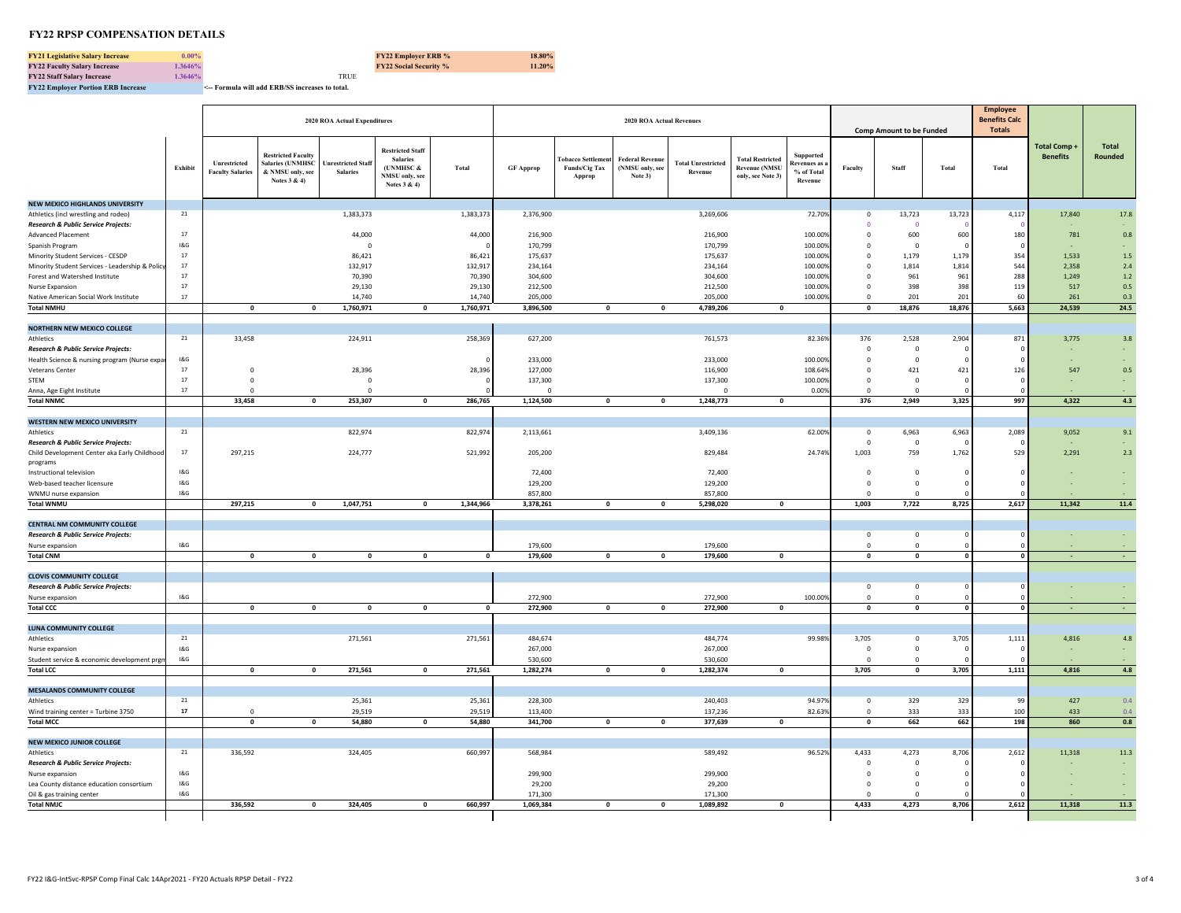# FY22 RPSP COMPENSATION DETAILS

| | | | | |
|---|---|---|---|---|
| **FY21 Legislative Salary Increase** | 0.00% | | **FY22 Employer ERB %** | 18.80% |
| **FY22 Faculty Salary Increase** | 1.3646% | | **FY22 Social Security %** | 11.20% |
| **FY22 Staff Salary Increase** | 1.3646% | TRUE | | |
| **FY22 Employer Portion ERB Increase** | <-- Formula will add ERB/SS increases to total. | | | |

| | | 2020 ROA Actual Expenditures | | | | | 2020 ROA Actual Revenues | | | | | | Comp Amount to be Funded | | | Employee Benefits Calc Totals | | |
|---|---|---|---|---|---|---|---|---|---|---|---|---|---|---|---|---|---|---|
| | Exhibit | Unrestricted Faculty Salaries | Restricted Faculty Salaries (UNMHSC & NMSU only, see Notes 3 & 4) | Unrestricted Staff Salaries | Restricted Staff Salaries (UNMHSC & NMSU only, see Notes 3 & 4) | Total | GF Approp | Tobacco Settlement Funds/Cig Tax Approp | Federal Revenue (NMSU only, see Note 3) | Total Unrestricted Revenue | Total Restricted Revenue (NMSU only, see Note 3) | Supported Revenues as a % of Total Revenue | Faculty | Staff | Total | Total | Total Comp + Benefits | Total Rounded |
| **NEW MEXICO HIGHLANDS UNIVERSITY** | | | | | | | | | | | | | | | | | | |
| Athletics (incl wrestling and rodeo) | 21 | | | 1,383,373 | | 1,383,373 | 2,376,900 | | | 3,269,606 | | 72.70% | 0 | 13,723 | 13,723 | 4,117 | 17,840 | 17.8 |
| *Research & Public Service Projects:* | | | | | | | | | | | | | 0 | 0 | 0 | 0 | - | - |
| Advanced Placement | 17 | | | 44,000 | | 44,000 | 216,900 | | | 216,900 | | 100.00% | 0 | 600 | 600 | 180 | 781 | 0.8 |
| Spanish Program | I&G | | | 0 | | 0 | 170,799 | | | 170,799 | | 100.00% | 0 | 0 | 0 | 0 | - | - |
| Minority Student Services - CESDP | 17 | | | 86,421 | | 86,421 | 175,637 | | | 175,637 | | 100.00% | 0 | 1,179 | 1,179 | 354 | 1,533 | 1.5 |
| Minority Student Services - Leadership & Policy | 17 | | | 132,917 | | 132,917 | 234,164 | | | 234,164 | | 100.00% | 0 | 1,814 | 1,814 | 544 | 2,358 | 2.4 |
| Forest and Watershed Institute | 17 | | | 70,390 | | 70,390 | 304,600 | | | 304,600 | | 100.00% | 0 | 961 | 961 | 288 | 1,249 | 1.2 |
| Nurse Expansion | 17 | | | 29,130 | | 29,130 | 212,500 | | | 212,500 | | 100.00% | 0 | 398 | 398 | 119 | 517 | 0.5 |
| Native American Social Work Institute | 17 | | | 14,740 | | 14,740 | 205,000 | | | 205,000 | | 100.00% | 0 | 201 | 201 | 60 | 261 | 0.3 |
| **Total NMHU** | | **0** | **0** | **1,760,971** | **0** | **1,760,971** | **3,896,500** | **0** | **0** | **4,789,206** | **0** | | **0** | **18,876** | **18,876** | **5,663** | **24,539** | **24.5** |
| **NORTHERN NEW MEXICO COLLEGE** | | | | | | | | | | | | | | | | | | |
| Athletics | 21 | 33,458 | | 224,911 | | 258,369 | 627,200 | | | 761,573 | | 82.36% | 376 | 2,528 | 2,904 | 871 | 3,775 | 3.8 |
| *Research & Public Service Projects:* | | | | | | | | | | | | | 0 | 0 | 0 | 0 | - | - |
| Health Science & nursing program (Nurse expan | I&G | | | | | 0 | 233,000 | | | 233,000 | | 100.00% | 0 | 0 | 0 | 0 | - | - |
| Veterans Center | 17 | 0 | | 28,396 | | 28,396 | 127,000 | | | 116,900 | | 108.64% | 0 | 421 | 421 | 126 | 547 | 0.5 |
| STEM | 17 | 0 | | 0 | | 0 | 137,300 | | | 137,300 | | 100.00% | 0 | 0 | 0 | 0 | - | - |
| Anna, Age Eight Institute | 17 | 0 | | 0 | | 0 | 0 | | | 0 | | 0.00% | 0 | 0 | 0 | 0 | - | - |
| **Total NNMC** | | **33,458** | **0** | **253,307** | **0** | **286,765** | **1,124,500** | **0** | **0** | **1,248,773** | **0** | | **376** | **2,949** | **3,325** | **997** | **4,322** | **4.3** |
| **WESTERN NEW MEXICO UNIVERSITY** | | | | | | | | | | | | | | | | | | |
| Athletics | 21 | | | 822,974 | | 822,974 | 2,113,661 | | | 3,409,136 | | 62.00% | 0 | 6,963 | 6,963 | 2,089 | 9,052 | 9.1 |
| *Research & Public Service Projects:* | | | | | | | | | | | | | 0 | 0 | 0 | 0 | - | - |
| Child Development Center aka Early Childhood programs | 17 | 297,215 | | 224,777 | | 521,992 | 205,200 | | | 829,484 | | 24.74% | 1,003 | 759 | 1,762 | 529 | 2,291 | 2.3 |
| Instructional television | I&G | | | | | | 72,400 | | | 72,400 | | | 0 | 0 | 0 | 0 | - | - |
| Web-based teacher licensure | I&G | | | | | | 129,200 | | | 129,200 | | | 0 | 0 | 0 | 0 | - | - |
| WNMU nurse expansion | I&G | | | | | | 857,800 | | | 857,800 | | | 0 | 0 | 0 | 0 | - | - |
| **Total WNMU** | | **297,215** | **0** | **1,047,751** | **0** | **1,344,966** | **3,378,261** | **0** | **0** | **5,298,020** | **0** | | **1,003** | **7,722** | **8,725** | **2,617** | **11,342** | **11.4** |
| **CENTRAL NM COMMUNITY COLLEGE** | | | | | | | | | | | | | | | | | | |
| *Research & Public Service Projects:* | | | | | | | | | | | | | 0 | 0 | 0 | 0 | - | - |
| Nurse expansion | I&G | | | | | | 179,600 | | | 179,600 | | | 0 | 0 | 0 | 0 | - | - |
| **Total CNM** | | **0** | **0** | **0** | **0** | **0** | **179,600** | **0** | **0** | **179,600** | **0** | | **0** | **0** | **0** | **0** | **-** | **-** |
| **CLOVIS COMMUNITY COLLEGE** | | | | | | | | | | | | | | | | | | |
| *Research & Public Service Projects:* | | | | | | | | | | | | | 0 | 0 | 0 | 0 | - | - |
| Nurse expansion | I&G | | | | | | 272,900 | | | 272,900 | | 100.00% | 0 | 0 | 0 | 0 | - | - |
| **Total CCC** | | **0** | **0** | **0** | **0** | **0** | **272,900** | **0** | **0** | **272,900** | **0** | | **0** | **0** | **0** | **0** | **-** | **-** |
| **LUNA COMMUNITY COLLEGE** | | | | | | | | | | | | | | | | | | |
| Athletics | 21 | | | 271,561 | | 271,561 | 484,674 | | | 484,774 | | 99.98% | 3,705 | 0 | 3,705 | 1,111 | 4,816 | 4.8 |
| Nurse expansion | I&G | | | | | | 267,000 | | | 267,000 | | | 0 | 0 | 0 | 0 | - | - |
| Student service & economic development prgm | I&G | | | | | | 530,600 | | | 530,600 | | | 0 | 0 | 0 | 0 | - | - |
| **Total LCC** | | **0** | **0** | **271,561** | **0** | **271,561** | **1,282,274** | **0** | **0** | **1,282,374** | **0** | | **3,705** | **0** | **3,705** | **1,111** | **4,816** | **4.8** |
| **MESALANDS COMMUNITY COLLEGE** | | | | | | | | | | | | | | | | | | |
| Athletics | 21 | | | 25,361 | | 25,361 | 228,300 | | | 240,403 | | 94.97% | 0 | 329 | 329 | 99 | 427 | 0.4 |
| Wind training center = Turbine 3750 | 17 | 0 | | 29,519 | | 29,519 | 113,400 | | | 137,236 | | 82.63% | 0 | 333 | 333 | 100 | 433 | 0.4 |
| **Total MCC** | | **0** | **0** | **54,880** | **0** | **54,880** | **341,700** | **0** | **0** | **377,639** | **0** | | **0** | **662** | **662** | **198** | **860** | **0.8** |
| **NEW MEXICO JUNIOR COLLEGE** | | | | | | | | | | | | | | | | | | |
| Athletics | 21 | 336,592 | | 324,405 | | 660,997 | 568,984 | | | 589,492 | | 96.52% | 4,433 | 4,273 | 8,706 | 2,612 | 11,318 | 11.3 |
| *Research & Public Service Projects:* | | | | | | | | | | | | | 0 | 0 | 0 | 0 | - | - |
| Nurse expansion | I&G | | | | | | 299,900 | | | 299,900 | | | 0 | 0 | 0 | 0 | - | - |
| Lea County distance education consortium | I&G | | | | | | 29,200 | | | 29,200 | | | 0 | 0 | 0 | 0 | - | - |
| Oil & gas training center | I&G | | | | | | 171,300 | | | 171,300 | | | 0 | 0 | 0 | 0 | - | - |
| **Total NMJC** | | **336,592** | **0** | **324,405** | **0** | **660,997** | **1,069,384** | **0** | **0** | **1,089,892** | **0** | | **4,433** | **4,273** | **8,706** | **2,612** | **11,318** | **11.3** |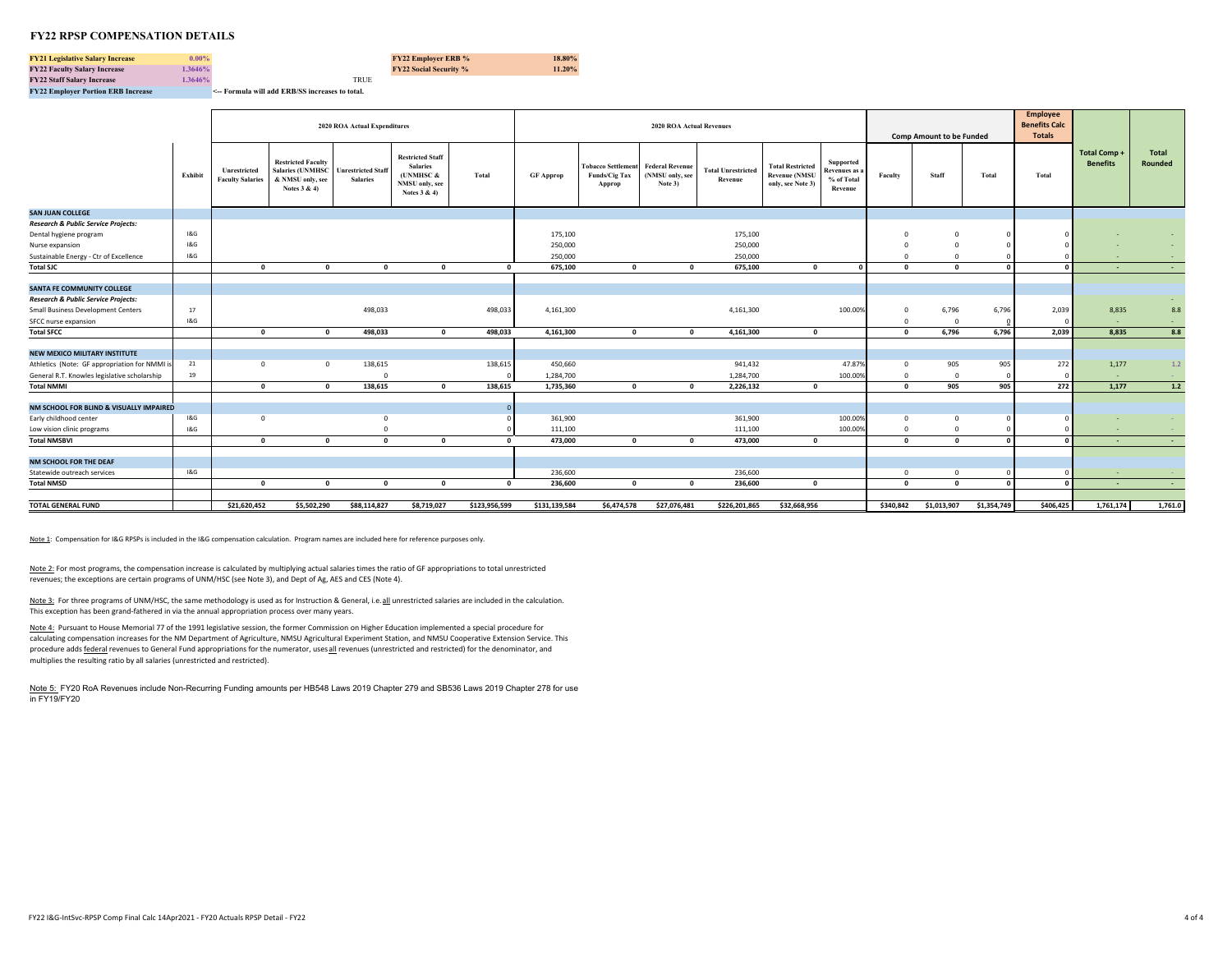# FY22 RPSP COMPENSATION DETAILS

| | | | | |
|---|---|---|---|---|
| FY21 Legislative Salary Increase | 0.00% | | FY22 Employer ERB % | 18.80% |
| FY22 Faculty Salary Increase | 1.3646% | | FY22 Social Security % | 11.20% |
| FY22 Staff Salary Increase | 1.3646% | TRUE | | |
| FY22 Employer Portion ERB Increase | | <-- Formula will add ERB/SS increases to total. | | |

| | | 2020 ROA Actual Expenditures | | | | | 2020 ROA Actual Revenues | | | | | | | Comp Amount to be Funded | | | Employee Benefits Calc Totals | | |
|---|---|---|---|---|---|---|---|---|---|---|---|---|---|---|---|---|---|---|---|
| | Exhibit | Unrestricted Faculty Salaries | Restricted Faculty Salaries (UNMHSC & NMSU only, see Notes 3 & 4) | Unrestricted Staff Salaries | Restricted Staff Salaries (UNMHSC & NMSU only, see Notes 3 & 4) | Total | GF Approp | Tobacco Settlement Funds/Cig Tax Approp | Federal Revenue (NMSU only, see Note 3) | Total Unrestricted Revenue | Total Restricted Revenue (NMSU only, see Note 3) | Supported Revenues as a % of Total Revenue | Faculty | Staff | Total | Total | Total Comp + Benefits | Total Rounded |
| **SAN JUAN COLLEGE** | | | | | | | | | | | | | | | | | | |
| *Research & Public Service Projects:* | | | | | | | | | | | | | | | | | | |
| Dental hygiene program | I&G | | | | | | 175,100 | | | 175,100 | | | 0 | 0 | 0 | 0 | - | - |
| Nurse expansion | I&G | | | | | | 250,000 | | | 250,000 | | | 0 | 0 | 0 | 0 | - | - |
| Sustainable Energy - Ctr of Excellence | I&G | | | | | | 250,000 | | | 250,000 | | | 0 | 0 | 0 | 0 | - | - |
| **Total SJC** | | 0 | 0 | 0 | 0 | 0 | 675,100 | 0 | 0 | 675,100 | 0 | 0 | 0 | 0 | 0 | 0 | - | - |
| **SANTA FE COMMUNITY COLLEGE** | | | | | | | | | | | | | | | | | | |
| *Research & Public Service Projects:* | | | | | | | | | | | | | | | | | | - |
| Small Business Development Centers | 17 | | | 498,033 | | 498,033 | 4,161,300 | | | 4,161,300 | | 100.00% | 0 | 6,796 | 6,796 | 2,039 | 8,835 | 8.8 |
| SFCC nurse expansion | I&G | | | | | | | | | | | | 0 | 0 | 0 | 0 | - | - |
| **Total SFCC** | | 0 | 0 | 498,033 | 0 | 498,033 | 4,161,300 | 0 | 0 | 4,161,300 | 0 | | 0 | 6,796 | 6,796 | 2,039 | 8,835 | 8.8 |
| **NEW MEXICO MILITARY INSTITUTE** | | | | | | | | | | | | | | | | | | |
| Athletics (Note: GF appropriation for NMMI is | 21 | 0 | 0 | 138,615 | | 138,615 | 450,660 | | | 941,432 | | 47.87% | 0 | 905 | 905 | 272 | 1,177 | 1.2 |
| General R.T. Knowles legislative scholarship | 19 | | | 0 | | 0 | 1,284,700 | | | 1,284,700 | | 100.00% | 0 | 0 | 0 | 0 | - | - |
| **Total NMMI** | | 0 | 0 | 138,615 | 0 | 138,615 | 1,735,360 | 0 | 0 | 2,226,132 | 0 | | 0 | 905 | 905 | 272 | 1,177 | 1.2 |
| **NM SCHOOL FOR BLIND & VISUALLY IMPAIRED** | | | | | | 0 | | | | | | | | | | | | |
| Early childhood center | I&G | 0 | | 0 | | 0 | 361,900 | | | 361,900 | | 100.00% | 0 | 0 | 0 | 0 | - | - |
| Low vision clinic programs | I&G | | | 0 | | 0 | 111,100 | | | 111,100 | | 100.00% | 0 | 0 | 0 | 0 | - | - |
| **Total NMSBVI** | | 0 | 0 | 0 | 0 | 0 | 473,000 | 0 | 0 | 473,000 | 0 | | 0 | 0 | 0 | 0 | - | - |
| **NM SCHOOL FOR THE DEAF** | | | | | | | | | | | | | | | | | | |
| Statewide outreach services | I&G | | | | | | 236,600 | | | 236,600 | | | 0 | 0 | 0 | 0 | - | - |
| **Total NMSD** | | 0 | 0 | 0 | 0 | 0 | 236,600 | 0 | 0 | 236,600 | 0 | | 0 | 0 | 0 | 0 | - | - |
| **TOTAL GENERAL FUND** | | $21,620,452 | $5,502,290 | $88,114,827 | $8,719,027 | $123,956,599 | $131,139,584 | $6,474,578 | $27,076,481 | $226,201,865 | $32,668,956 | | $340,842 | $1,013,907 | $1,354,749 | $406,425 | 1,761,174 | 1,761.0 |

Note 1: Compensation for I&G RPSPs is included in the I&G compensation calculation. Program names are included here for reference purposes only.

Note 2: For most programs, the compensation increase is calculated by multiplying actual salaries times the ratio of GF appropriations to total unrestricted revenues; the exceptions are certain programs of UNM/HSC (see Note 3), and Dept of Ag, AES and CES (Note 4).

Note 3: For three programs of UNM/HSC, the same methodology is used as for Instruction & General, i.e. all unrestricted salaries are included in the calculation. This exception has been grand-fathered in via the annual appropriation process over many years.

Note 4: Pursuant to House Memorial 77 of the 1991 legislative session, the former Commission on Higher Education implemented a special procedure for calculating compensation increases for the NM Department of Agriculture, NMSU Agricultural Experiment Station, and NMSU Cooperative Extension Service. This procedure adds federal revenues to General Fund appropriations for the numerator, uses all revenues (unrestricted and restricted) for the denominator, and multiplies the resulting ratio by all salaries (unrestricted and restricted).

Note 5: FY20 RoA Revenues include Non-Recurring Funding amounts per HB548 Laws 2019 Chapter 279 and SB536 Laws 2019 Chapter 278 for use in FY19/FY20